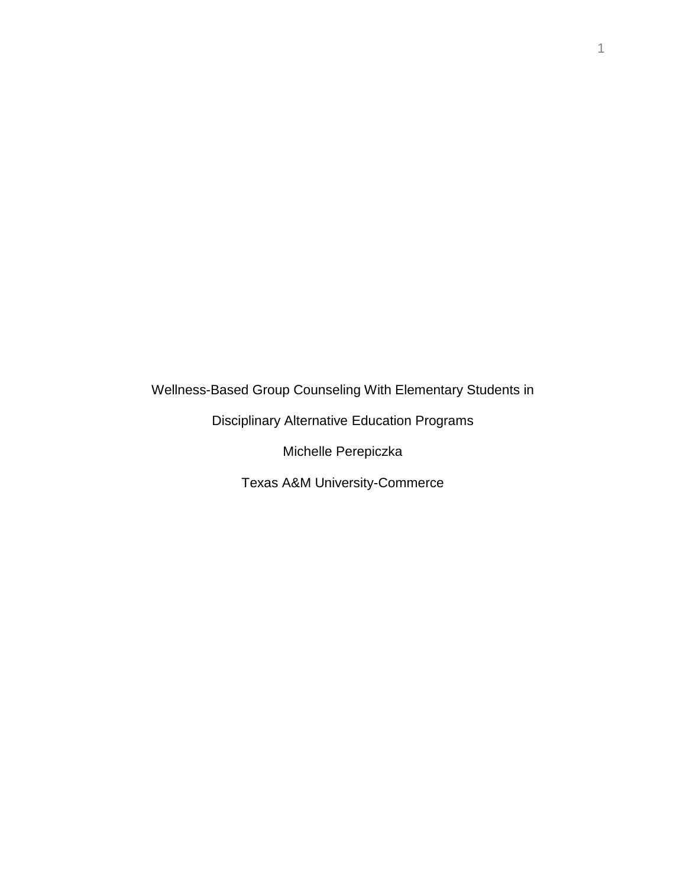# Wellness-Based Group Counseling With Elementary Students in Disciplinary Alternative Education Programs

Michelle Perepiczka

Texas A&M University-Commerce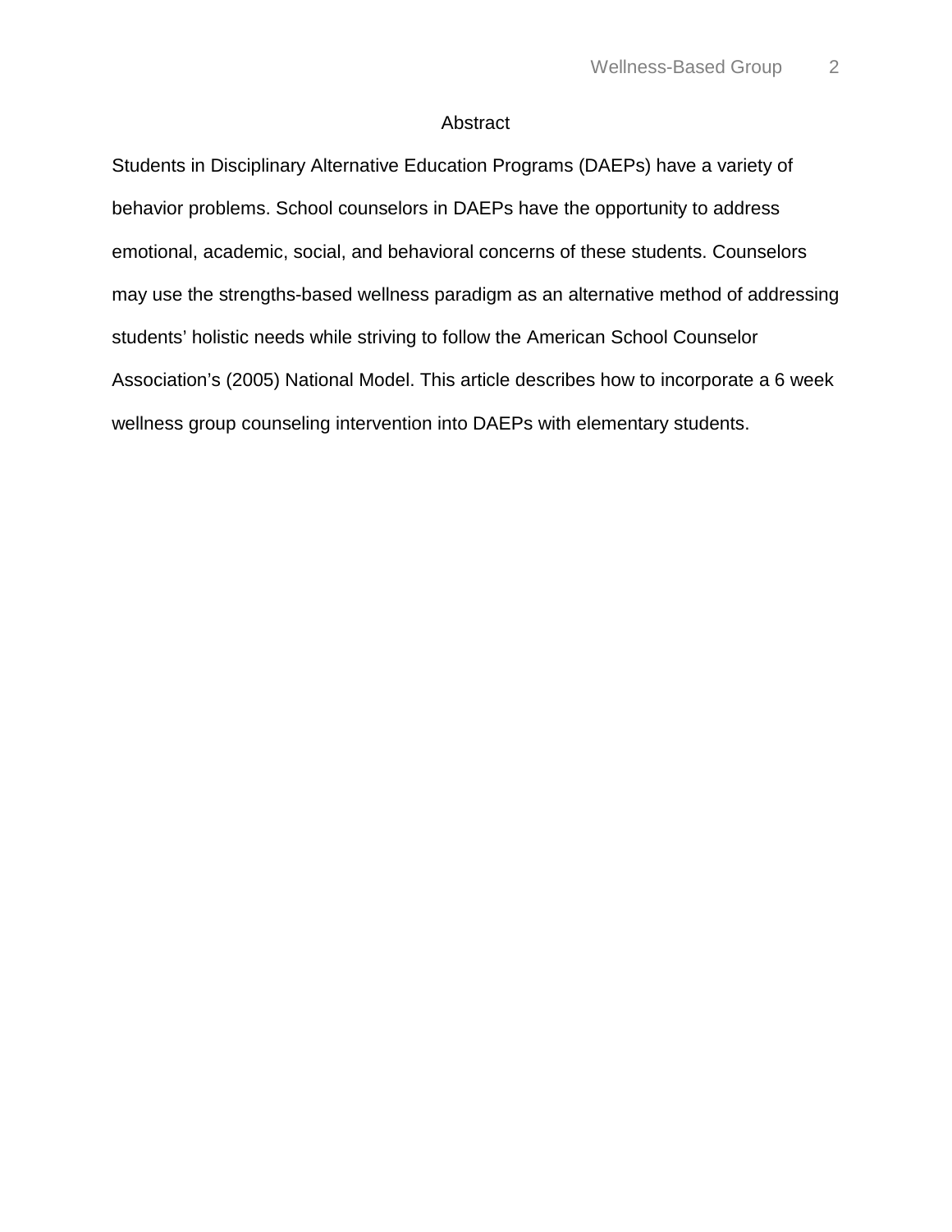# Abstract

Students in Disciplinary Alternative Education Programs (DAEPs) have a variety of behavior problems. School counselors in DAEPs have the opportunity to address emotional, academic, social, and behavioral concerns of these students. Counselors may use the strengths-based wellness paradigm as an alternative method of addressing students' holistic needs while striving to follow the American School Counselor Association's (2005) National Model. This article describes how to incorporate a 6 week wellness group counseling intervention into DAEPs with elementary students.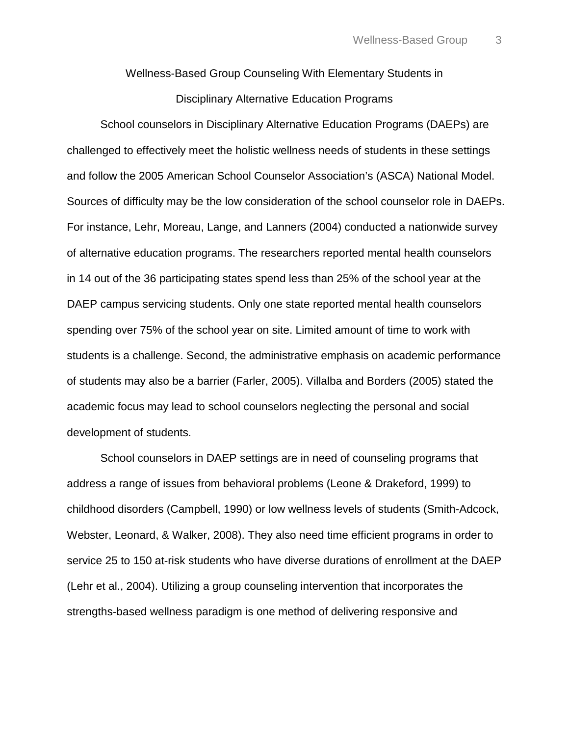# Wellness-Based Group Counseling With Elementary Students in Disciplinary Alternative Education Programs

School counselors in Disciplinary Alternative Education Programs (DAEPs) are challenged to effectively meet the holistic wellness needs of students in these settings and follow the 2005 American School Counselor Association's (ASCA) National Model. Sources of difficulty may be the low consideration of the school counselor role in DAEPs. For instance, Lehr, Moreau, Lange, and Lanners (2004) conducted a nationwide survey of alternative education programs. The researchers reported mental health counselors in 14 out of the 36 participating states spend less than 25% of the school year at the DAEP campus servicing students. Only one state reported mental health counselors spending over 75% of the school year on site. Limited amount of time to work with students is a challenge. Second, the administrative emphasis on academic performance of students may also be a barrier (Farler, 2005). Villalba and Borders (2005) stated the academic focus may lead to school counselors neglecting the personal and social development of students.

School counselors in DAEP settings are in need of counseling programs that address a range of issues from behavioral problems (Leone & Drakeford, 1999) to childhood disorders (Campbell, 1990) or low wellness levels of students (Smith-Adcock, Webster, Leonard, & Walker, 2008). They also need time efficient programs in order to service 25 to 150 at-risk students who have diverse durations of enrollment at the DAEP (Lehr et al., 2004). Utilizing a group counseling intervention that incorporates the strengths-based wellness paradigm is one method of delivering responsive and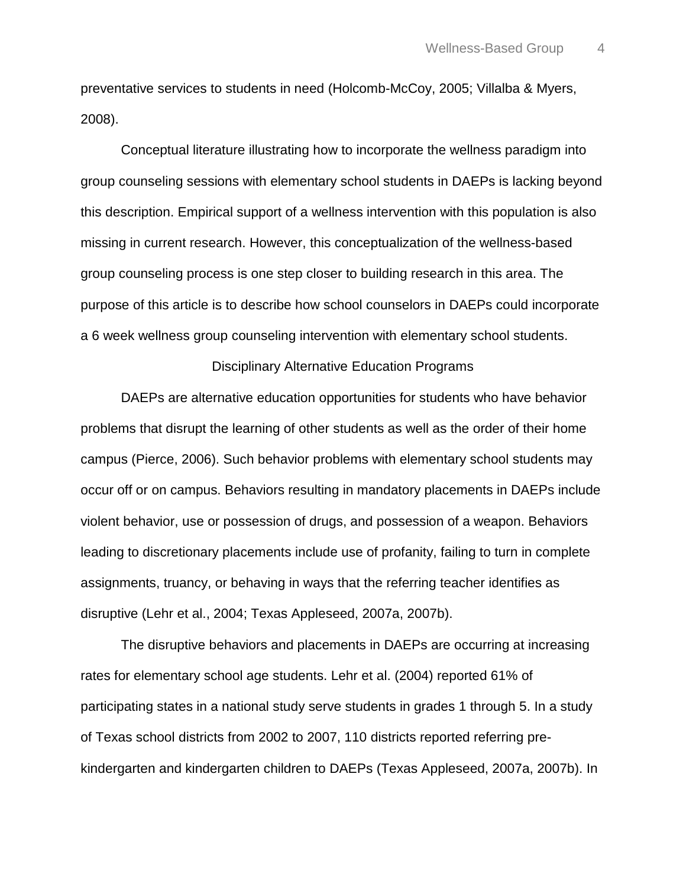preventative services to students in need (Holcomb-McCoy, 2005; Villalba & Myers, 2008).

Conceptual literature illustrating how to incorporate the wellness paradigm into group counseling sessions with elementary school students in DAEPs is lacking beyond this description. Empirical support of a wellness intervention with this population is also missing in current research. However, this conceptualization of the wellness-based group counseling process is one step closer to building research in this area. The purpose of this article is to describe how school counselors in DAEPs could incorporate a 6 week wellness group counseling intervention with elementary school students.

## Disciplinary Alternative Education Programs

DAEPs are alternative education opportunities for students who have behavior problems that disrupt the learning of other students as well as the order of their home campus (Pierce, 2006). Such behavior problems with elementary school students may occur off or on campus. Behaviors resulting in mandatory placements in DAEPs include violent behavior, use or possession of drugs, and possession of a weapon. Behaviors leading to discretionary placements include use of profanity, failing to turn in complete assignments, truancy, or behaving in ways that the referring teacher identifies as disruptive (Lehr et al., 2004; Texas Appleseed, 2007a, 2007b).

The disruptive behaviors and placements in DAEPs are occurring at increasing rates for elementary school age students. Lehr et al. (2004) reported 61% of participating states in a national study serve students in grades 1 through 5. In a study of Texas school districts from 2002 to 2007, 110 districts reported referring pre-kindergarten and kindergarten children to DAEPs (Texas Appleseed, 2007a, 2007b). In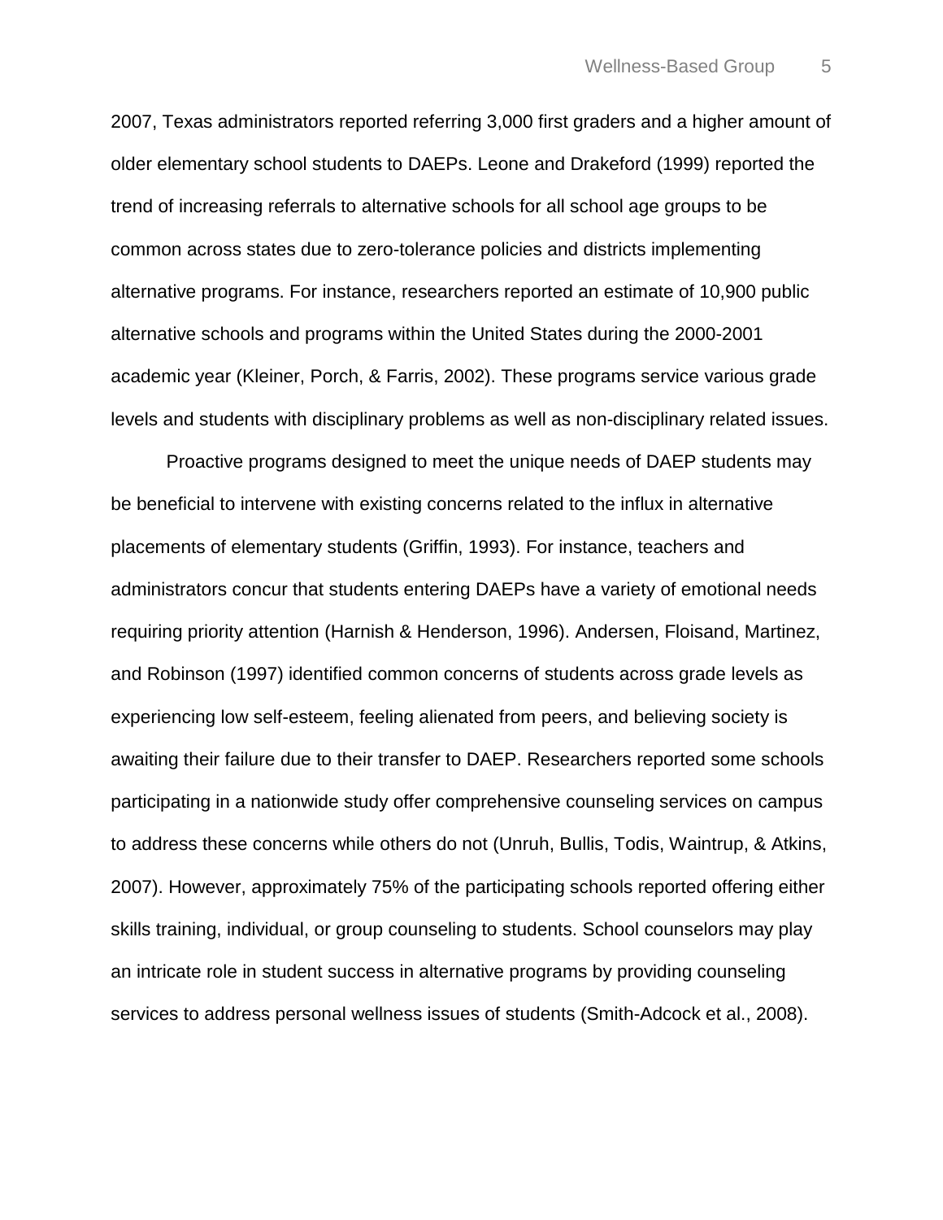2007, Texas administrators reported referring 3,000 first graders and a higher amount of older elementary school students to DAEPs. Leone and Drakeford (1999) reported the trend of increasing referrals to alternative schools for all school age groups to be common across states due to zero-tolerance policies and districts implementing alternative programs. For instance, researchers reported an estimate of 10,900 public alternative schools and programs within the United States during the 2000-2001 academic year (Kleiner, Porch, & Farris, 2002). These programs service various grade levels and students with disciplinary problems as well as non-disciplinary related issues.

Proactive programs designed to meet the unique needs of DAEP students may be beneficial to intervene with existing concerns related to the influx in alternative placements of elementary students (Griffin, 1993). For instance, teachers and administrators concur that students entering DAEPs have a variety of emotional needs requiring priority attention (Harnish & Henderson, 1996). Andersen, Floisand, Martinez, and Robinson (1997) identified common concerns of students across grade levels as experiencing low self-esteem, feeling alienated from peers, and believing society is awaiting their failure due to their transfer to DAEP. Researchers reported some schools participating in a nationwide study offer comprehensive counseling services on campus to address these concerns while others do not (Unruh, Bullis, Todis, Waintrup, & Atkins, 2007). However, approximately 75% of the participating schools reported offering either skills training, individual, or group counseling to students. School counselors may play an intricate role in student success in alternative programs by providing counseling services to address personal wellness issues of students (Smith-Adcock et al., 2008).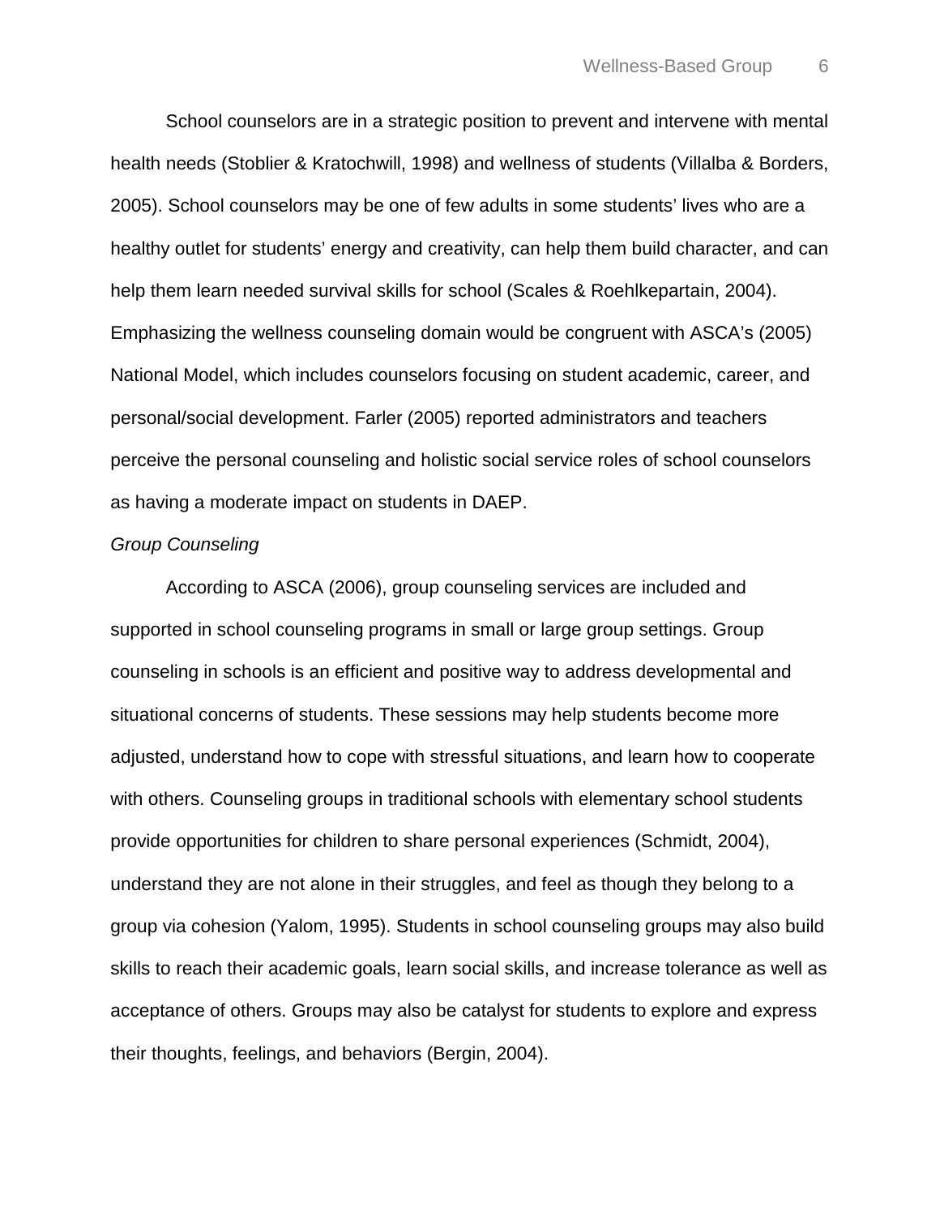School counselors are in a strategic position to prevent and intervene with mental health needs (Stoblier & Kratochwill, 1998) and wellness of students (Villalba & Borders, 2005). School counselors may be one of few adults in some students' lives who are a healthy outlet for students' energy and creativity, can help them build character, and can help them learn needed survival skills for school (Scales & Roehlkepartain, 2004). Emphasizing the wellness counseling domain would be congruent with ASCA's (2005) National Model, which includes counselors focusing on student academic, career, and personal/social development. Farler (2005) reported administrators and teachers perceive the personal counseling and holistic social service roles of school counselors as having a moderate impact on students in DAEP.

*Group Counseling*

According to ASCA (2006), group counseling services are included and supported in school counseling programs in small or large group settings. Group counseling in schools is an efficient and positive way to address developmental and situational concerns of students. These sessions may help students become more adjusted, understand how to cope with stressful situations, and learn how to cooperate with others. Counseling groups in traditional schools with elementary school students provide opportunities for children to share personal experiences (Schmidt, 2004), understand they are not alone in their struggles, and feel as though they belong to a group via cohesion (Yalom, 1995). Students in school counseling groups may also build skills to reach their academic goals, learn social skills, and increase tolerance as well as acceptance of others. Groups may also be catalyst for students to explore and express their thoughts, feelings, and behaviors (Bergin, 2004).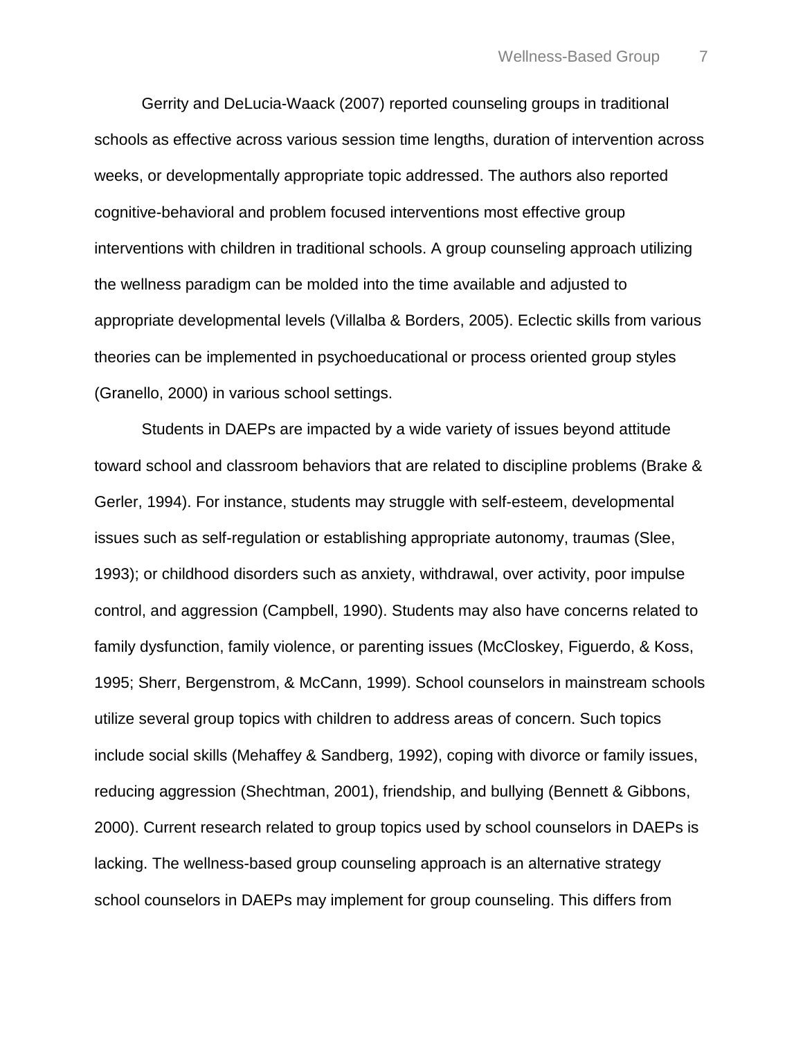Gerrity and DeLucia-Waack (2007) reported counseling groups in traditional schools as effective across various session time lengths, duration of intervention across weeks, or developmentally appropriate topic addressed. The authors also reported cognitive-behavioral and problem focused interventions most effective group interventions with children in traditional schools. A group counseling approach utilizing the wellness paradigm can be molded into the time available and adjusted to appropriate developmental levels (Villalba & Borders, 2005). Eclectic skills from various theories can be implemented in psychoeducational or process oriented group styles (Granello, 2000) in various school settings.

Students in DAEPs are impacted by a wide variety of issues beyond attitude toward school and classroom behaviors that are related to discipline problems (Brake & Gerler, 1994). For instance, students may struggle with self-esteem, developmental issues such as self-regulation or establishing appropriate autonomy, traumas (Slee, 1993); or childhood disorders such as anxiety, withdrawal, over activity, poor impulse control, and aggression (Campbell, 1990). Students may also have concerns related to family dysfunction, family violence, or parenting issues (McCloskey, Figuerdo, & Koss, 1995; Sherr, Bergenstrom, & McCann, 1999). School counselors in mainstream schools utilize several group topics with children to address areas of concern. Such topics include social skills (Mehaffey & Sandberg, 1992), coping with divorce or family issues, reducing aggression (Shechtman, 2001), friendship, and bullying (Bennett & Gibbons, 2000). Current research related to group topics used by school counselors in DAEPs is lacking. The wellness-based group counseling approach is an alternative strategy school counselors in DAEPs may implement for group counseling. This differs from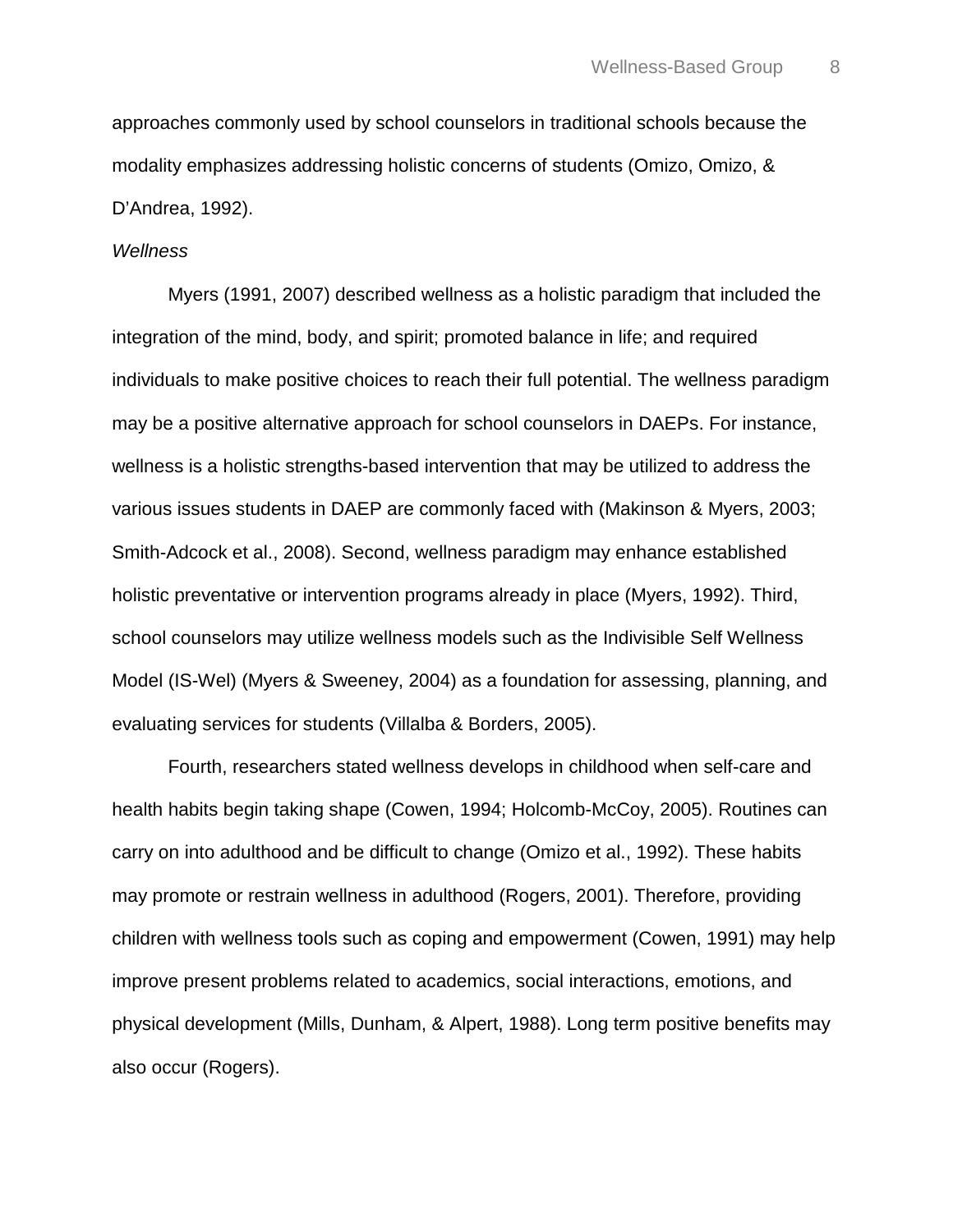approaches commonly used by school counselors in traditional schools because the modality emphasizes addressing holistic concerns of students (Omizo, Omizo, & D'Andrea, 1992).

*Wellness*

Myers (1991, 2007) described wellness as a holistic paradigm that included the integration of the mind, body, and spirit; promoted balance in life; and required individuals to make positive choices to reach their full potential. The wellness paradigm may be a positive alternative approach for school counselors in DAEPs. For instance, wellness is a holistic strengths-based intervention that may be utilized to address the various issues students in DAEP are commonly faced with (Makinson & Myers, 2003; Smith-Adcock et al., 2008). Second, wellness paradigm may enhance established holistic preventative or intervention programs already in place (Myers, 1992). Third, school counselors may utilize wellness models such as the Indivisible Self Wellness Model (IS-Wel) (Myers & Sweeney, 2004) as a foundation for assessing, planning, and evaluating services for students (Villalba & Borders, 2005).

Fourth, researchers stated wellness develops in childhood when self-care and health habits begin taking shape (Cowen, 1994; Holcomb-McCoy, 2005). Routines can carry on into adulthood and be difficult to change (Omizo et al., 1992). These habits may promote or restrain wellness in adulthood (Rogers, 2001). Therefore, providing children with wellness tools such as coping and empowerment (Cowen, 1991) may help improve present problems related to academics, social interactions, emotions, and physical development (Mills, Dunham, & Alpert, 1988). Long term positive benefits may also occur (Rogers).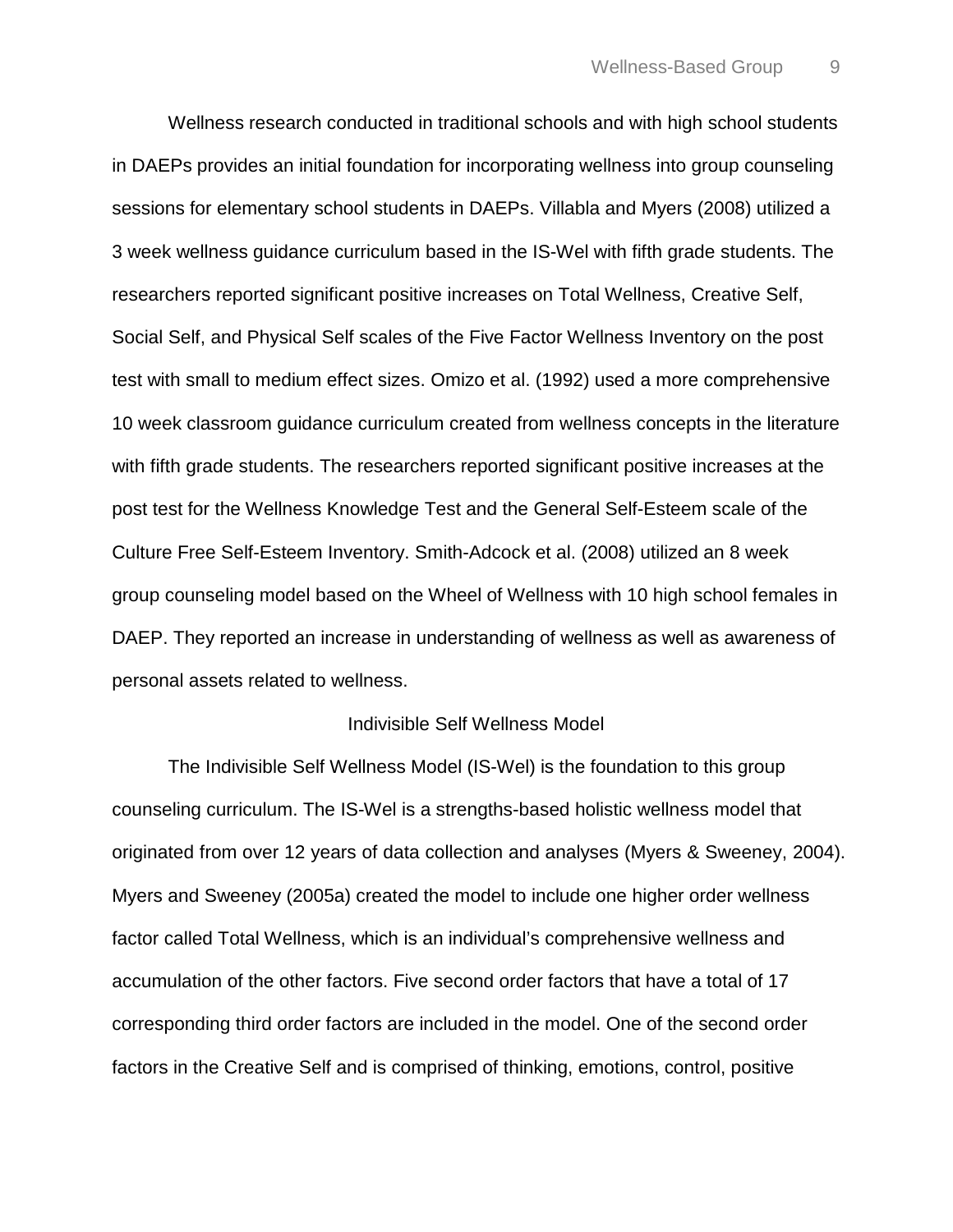Wellness research conducted in traditional schools and with high school students in DAEPs provides an initial foundation for incorporating wellness into group counseling sessions for elementary school students in DAEPs. Villabla and Myers (2008) utilized a 3 week wellness guidance curriculum based in the IS-Wel with fifth grade students. The researchers reported significant positive increases on Total Wellness, Creative Self, Social Self, and Physical Self scales of the Five Factor Wellness Inventory on the post test with small to medium effect sizes. Omizo et al. (1992) used a more comprehensive 10 week classroom guidance curriculum created from wellness concepts in the literature with fifth grade students. The researchers reported significant positive increases at the post test for the Wellness Knowledge Test and the General Self-Esteem scale of the Culture Free Self-Esteem Inventory. Smith-Adcock et al. (2008) utilized an 8 week group counseling model based on the Wheel of Wellness with 10 high school females in DAEP. They reported an increase in understanding of wellness as well as awareness of personal assets related to wellness.

## Indivisible Self Wellness Model

The Indivisible Self Wellness Model (IS-Wel) is the foundation to this group counseling curriculum. The IS-Wel is a strengths-based holistic wellness model that originated from over 12 years of data collection and analyses (Myers & Sweeney, 2004). Myers and Sweeney (2005a) created the model to include one higher order wellness factor called Total Wellness, which is an individual's comprehensive wellness and accumulation of the other factors. Five second order factors that have a total of 17 corresponding third order factors are included in the model. One of the second order factors in the Creative Self and is comprised of thinking, emotions, control, positive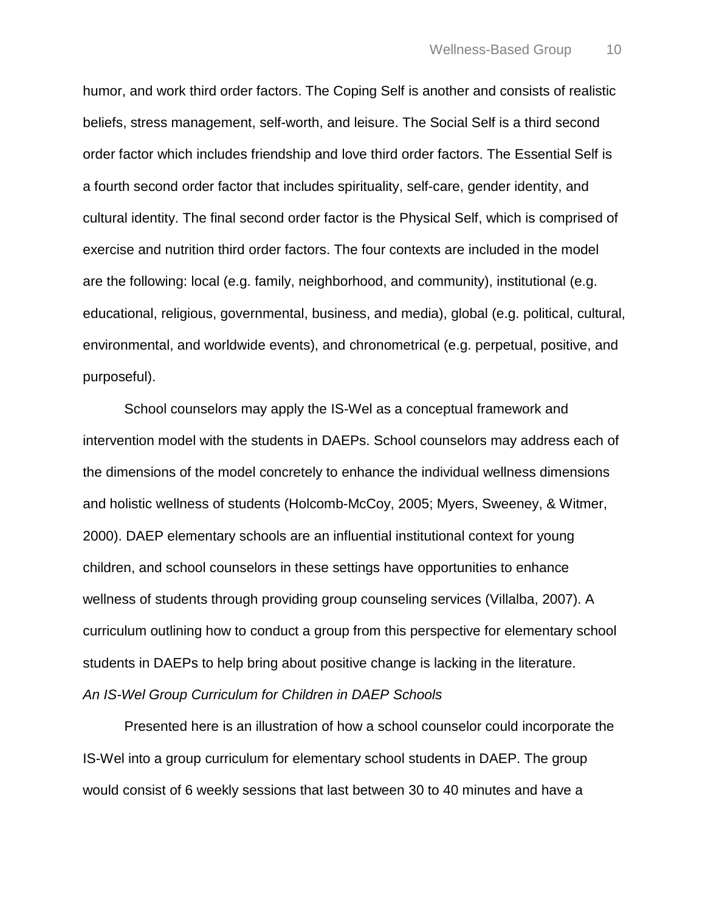humor, and work third order factors. The Coping Self is another and consists of realistic beliefs, stress management, self-worth, and leisure. The Social Self is a third second order factor which includes friendship and love third order factors. The Essential Self is a fourth second order factor that includes spirituality, self-care, gender identity, and cultural identity. The final second order factor is the Physical Self, which is comprised of exercise and nutrition third order factors. The four contexts are included in the model are the following: local (e.g. family, neighborhood, and community), institutional (e.g. educational, religious, governmental, business, and media), global (e.g. political, cultural, environmental, and worldwide events), and chronometrical (e.g. perpetual, positive, and purposeful).

School counselors may apply the IS-Wel as a conceptual framework and intervention model with the students in DAEPs. School counselors may address each of the dimensions of the model concretely to enhance the individual wellness dimensions and holistic wellness of students (Holcomb-McCoy, 2005; Myers, Sweeney, & Witmer, 2000). DAEP elementary schools are an influential institutional context for young children, and school counselors in these settings have opportunities to enhance wellness of students through providing group counseling services (Villalba, 2007). A curriculum outlining how to conduct a group from this perspective for elementary school students in DAEPs to help bring about positive change is lacking in the literature.

### *An IS-Wel Group Curriculum for Children in DAEP Schools*

Presented here is an illustration of how a school counselor could incorporate the IS-Wel into a group curriculum for elementary school students in DAEP. The group would consist of 6 weekly sessions that last between 30 to 40 minutes and have a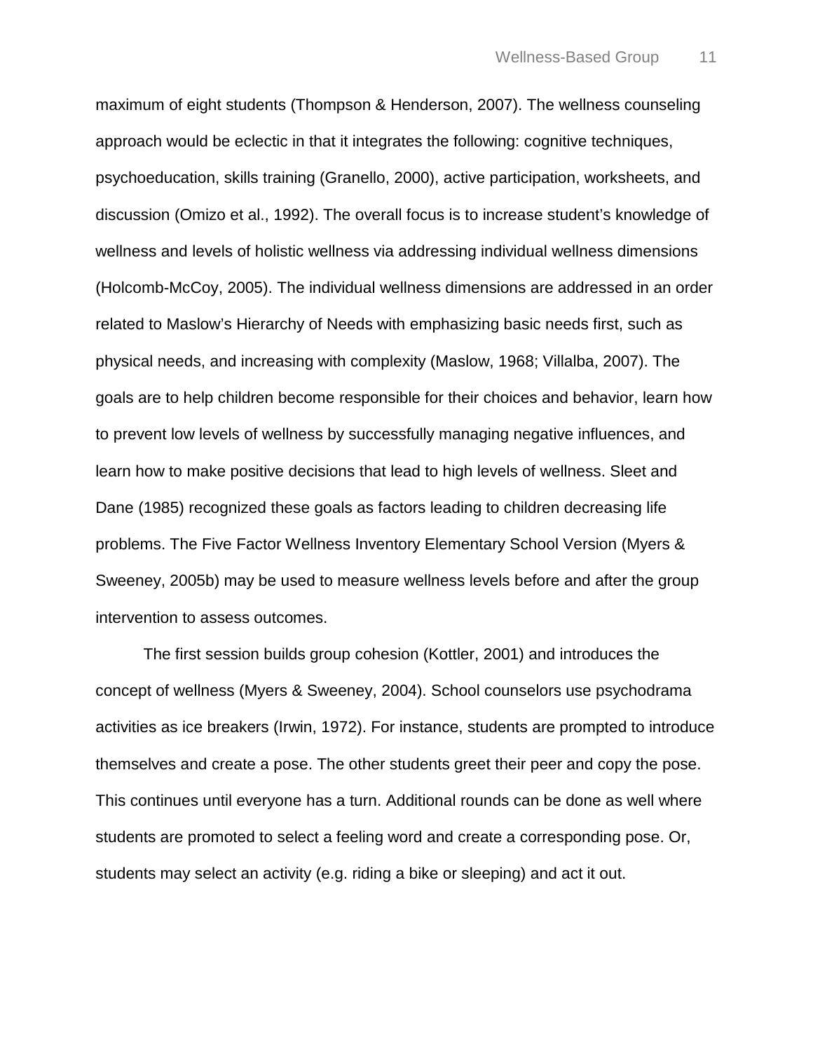maximum of eight students (Thompson & Henderson, 2007). The wellness counseling approach would be eclectic in that it integrates the following: cognitive techniques, psychoeducation, skills training (Granello, 2000), active participation, worksheets, and discussion (Omizo et al., 1992). The overall focus is to increase student's knowledge of wellness and levels of holistic wellness via addressing individual wellness dimensions (Holcomb-McCoy, 2005). The individual wellness dimensions are addressed in an order related to Maslow's Hierarchy of Needs with emphasizing basic needs first, such as physical needs, and increasing with complexity (Maslow, 1968; Villalba, 2007). The goals are to help children become responsible for their choices and behavior, learn how to prevent low levels of wellness by successfully managing negative influences, and learn how to make positive decisions that lead to high levels of wellness. Sleet and Dane (1985) recognized these goals as factors leading to children decreasing life problems. The Five Factor Wellness Inventory Elementary School Version (Myers & Sweeney, 2005b) may be used to measure wellness levels before and after the group intervention to assess outcomes.

The first session builds group cohesion (Kottler, 2001) and introduces the concept of wellness (Myers & Sweeney, 2004). School counselors use psychodrama activities as ice breakers (Irwin, 1972). For instance, students are prompted to introduce themselves and create a pose. The other students greet their peer and copy the pose. This continues until everyone has a turn. Additional rounds can be done as well where students are promoted to select a feeling word and create a corresponding pose. Or, students may select an activity (e.g. riding a bike or sleeping) and act it out.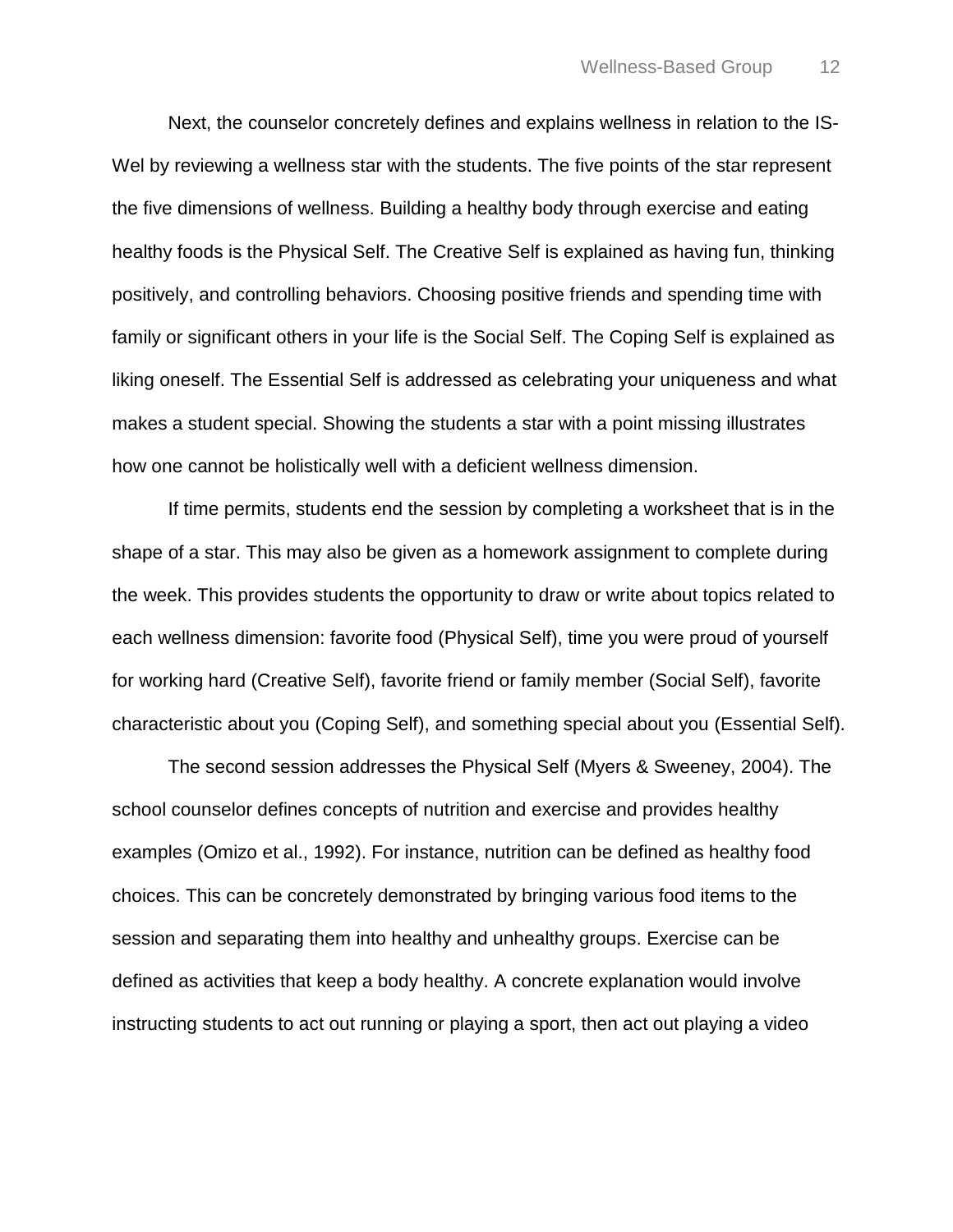Next, the counselor concretely defines and explains wellness in relation to the IS-Wel by reviewing a wellness star with the students. The five points of the star represent the five dimensions of wellness. Building a healthy body through exercise and eating healthy foods is the Physical Self. The Creative Self is explained as having fun, thinking positively, and controlling behaviors. Choosing positive friends and spending time with family or significant others in your life is the Social Self. The Coping Self is explained as liking oneself. The Essential Self is addressed as celebrating your uniqueness and what makes a student special. Showing the students a star with a point missing illustrates how one cannot be holistically well with a deficient wellness dimension.

If time permits, students end the session by completing a worksheet that is in the shape of a star. This may also be given as a homework assignment to complete during the week. This provides students the opportunity to draw or write about topics related to each wellness dimension: favorite food (Physical Self), time you were proud of yourself for working hard (Creative Self), favorite friend or family member (Social Self), favorite characteristic about you (Coping Self), and something special about you (Essential Self).

The second session addresses the Physical Self (Myers & Sweeney, 2004). The school counselor defines concepts of nutrition and exercise and provides healthy examples (Omizo et al., 1992). For instance, nutrition can be defined as healthy food choices. This can be concretely demonstrated by bringing various food items to the session and separating them into healthy and unhealthy groups. Exercise can be defined as activities that keep a body healthy. A concrete explanation would involve instructing students to act out running or playing a sport, then act out playing a video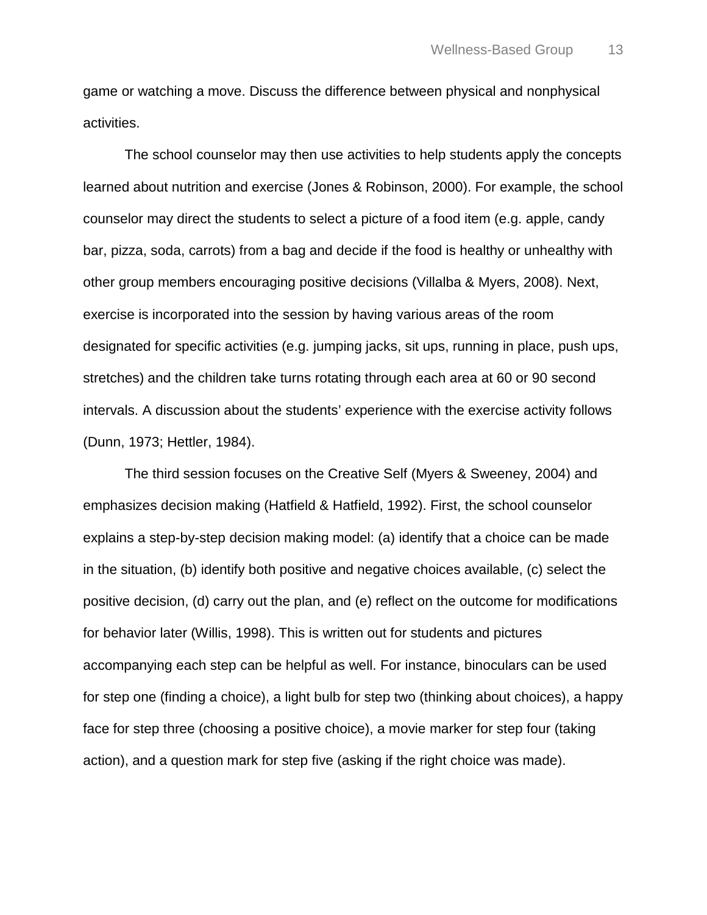game or watching a move. Discuss the difference between physical and nonphysical activities.

The school counselor may then use activities to help students apply the concepts learned about nutrition and exercise (Jones & Robinson, 2000). For example, the school counselor may direct the students to select a picture of a food item (e.g. apple, candy bar, pizza, soda, carrots) from a bag and decide if the food is healthy or unhealthy with other group members encouraging positive decisions (Villalba & Myers, 2008). Next, exercise is incorporated into the session by having various areas of the room designated for specific activities (e.g. jumping jacks, sit ups, running in place, push ups, stretches) and the children take turns rotating through each area at 60 or 90 second intervals. A discussion about the students' experience with the exercise activity follows (Dunn, 1973; Hettler, 1984).

The third session focuses on the Creative Self (Myers & Sweeney, 2004) and emphasizes decision making (Hatfield & Hatfield, 1992). First, the school counselor explains a step-by-step decision making model: (a) identify that a choice can be made in the situation, (b) identify both positive and negative choices available, (c) select the positive decision, (d) carry out the plan, and (e) reflect on the outcome for modifications for behavior later (Willis, 1998). This is written out for students and pictures accompanying each step can be helpful as well. For instance, binoculars can be used for step one (finding a choice), a light bulb for step two (thinking about choices), a happy face for step three (choosing a positive choice), a movie marker for step four (taking action), and a question mark for step five (asking if the right choice was made).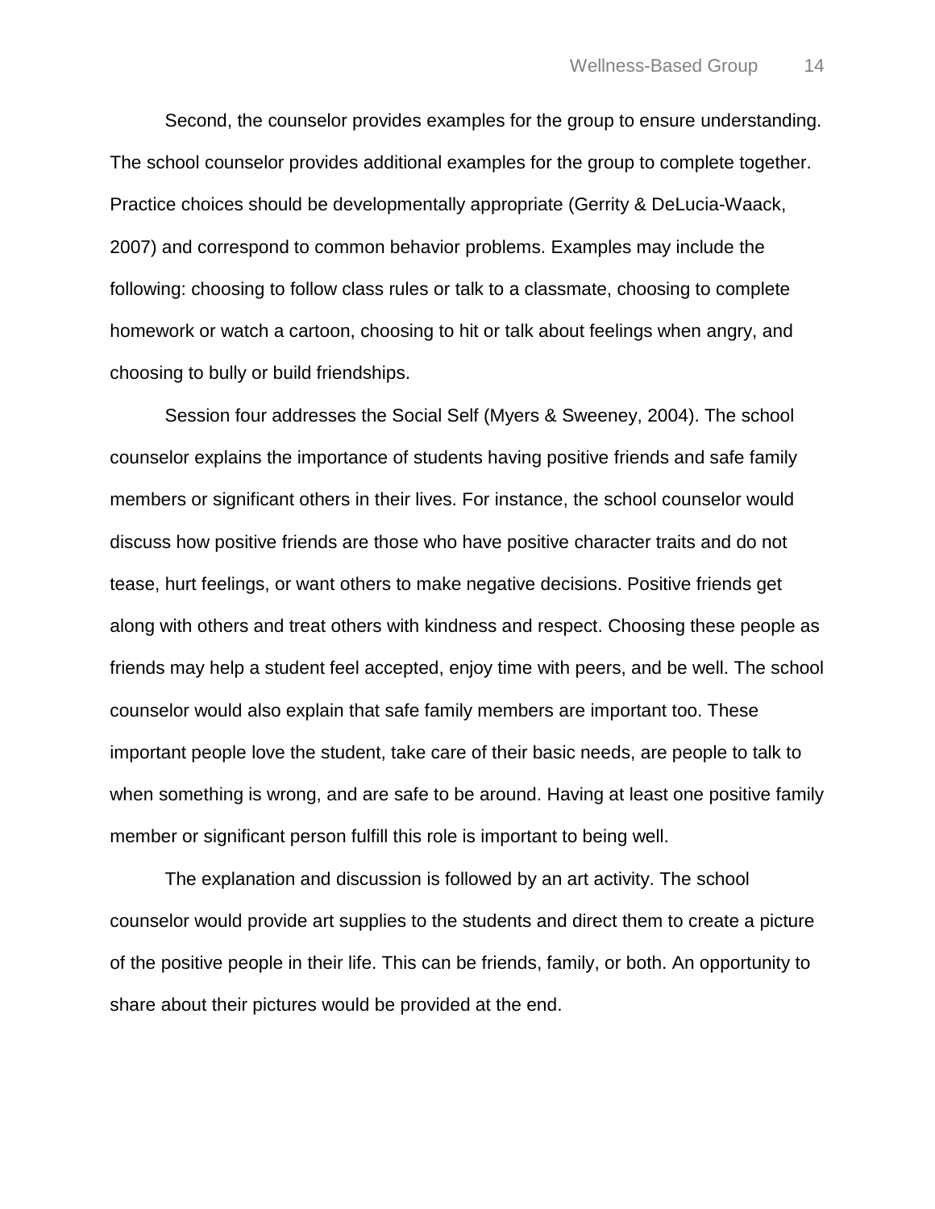Second, the counselor provides examples for the group to ensure understanding. The school counselor provides additional examples for the group to complete together. Practice choices should be developmentally appropriate (Gerrity & DeLucia-Waack, 2007) and correspond to common behavior problems. Examples may include the following: choosing to follow class rules or talk to a classmate, choosing to complete homework or watch a cartoon, choosing to hit or talk about feelings when angry, and choosing to bully or build friendships.

Session four addresses the Social Self (Myers & Sweeney, 2004). The school counselor explains the importance of students having positive friends and safe family members or significant others in their lives. For instance, the school counselor would discuss how positive friends are those who have positive character traits and do not tease, hurt feelings, or want others to make negative decisions. Positive friends get along with others and treat others with kindness and respect. Choosing these people as friends may help a student feel accepted, enjoy time with peers, and be well. The school counselor would also explain that safe family members are important too. These important people love the student, take care of their basic needs, are people to talk to when something is wrong, and are safe to be around. Having at least one positive family member or significant person fulfill this role is important to being well.

The explanation and discussion is followed by an art activity. The school counselor would provide art supplies to the students and direct them to create a picture of the positive people in their life. This can be friends, family, or both. An opportunity to share about their pictures would be provided at the end.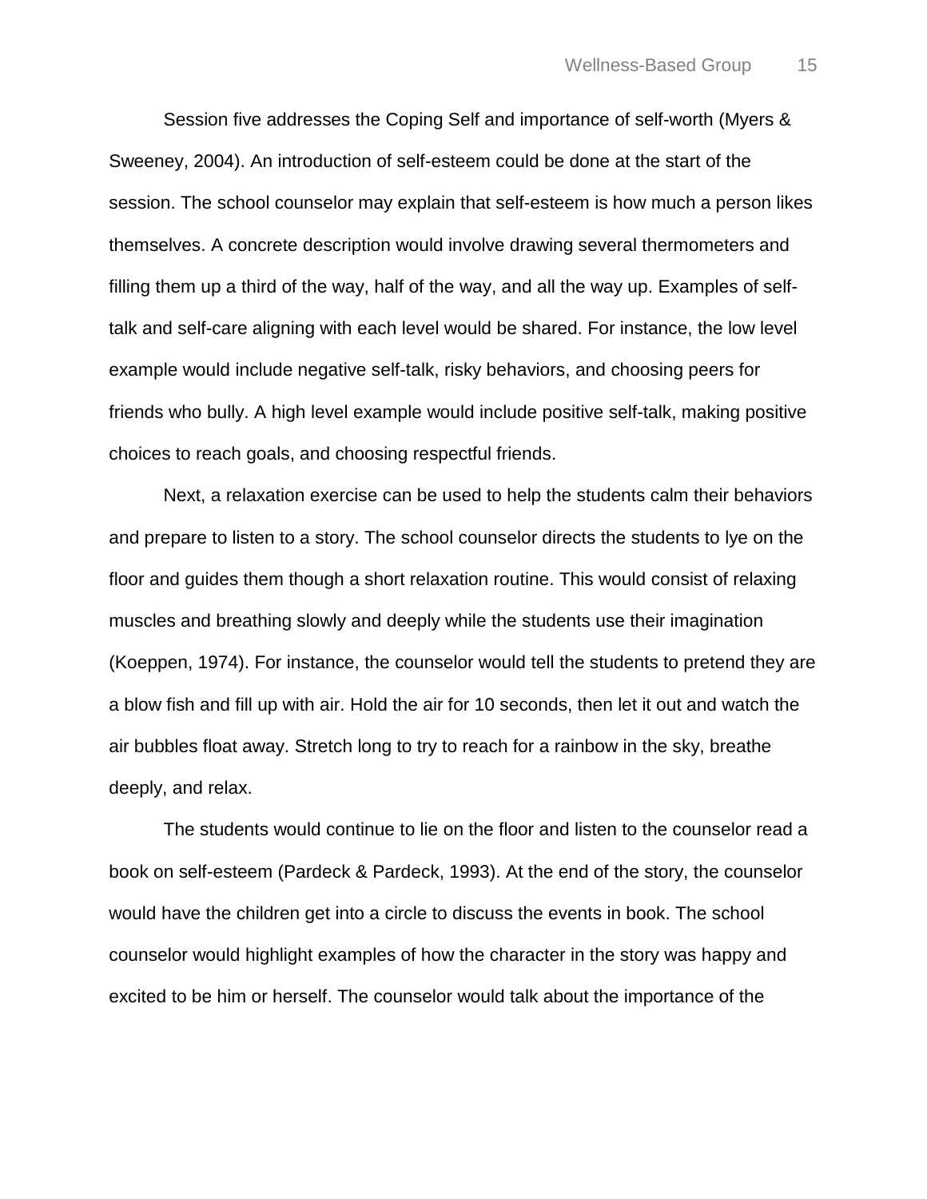Session five addresses the Coping Self and importance of self-worth (Myers & Sweeney, 2004). An introduction of self-esteem could be done at the start of the session. The school counselor may explain that self-esteem is how much a person likes themselves. A concrete description would involve drawing several thermometers and filling them up a third of the way, half of the way, and all the way up. Examples of self-talk and self-care aligning with each level would be shared. For instance, the low level example would include negative self-talk, risky behaviors, and choosing peers for friends who bully. A high level example would include positive self-talk, making positive choices to reach goals, and choosing respectful friends.

Next, a relaxation exercise can be used to help the students calm their behaviors and prepare to listen to a story. The school counselor directs the students to lye on the floor and guides them though a short relaxation routine. This would consist of relaxing muscles and breathing slowly and deeply while the students use their imagination (Koeppen, 1974). For instance, the counselor would tell the students to pretend they are a blow fish and fill up with air. Hold the air for 10 seconds, then let it out and watch the air bubbles float away. Stretch long to try to reach for a rainbow in the sky, breathe deeply, and relax.

The students would continue to lie on the floor and listen to the counselor read a book on self-esteem (Pardeck & Pardeck, 1993). At the end of the story, the counselor would have the children get into a circle to discuss the events in book. The school counselor would highlight examples of how the character in the story was happy and excited to be him or herself. The counselor would talk about the importance of the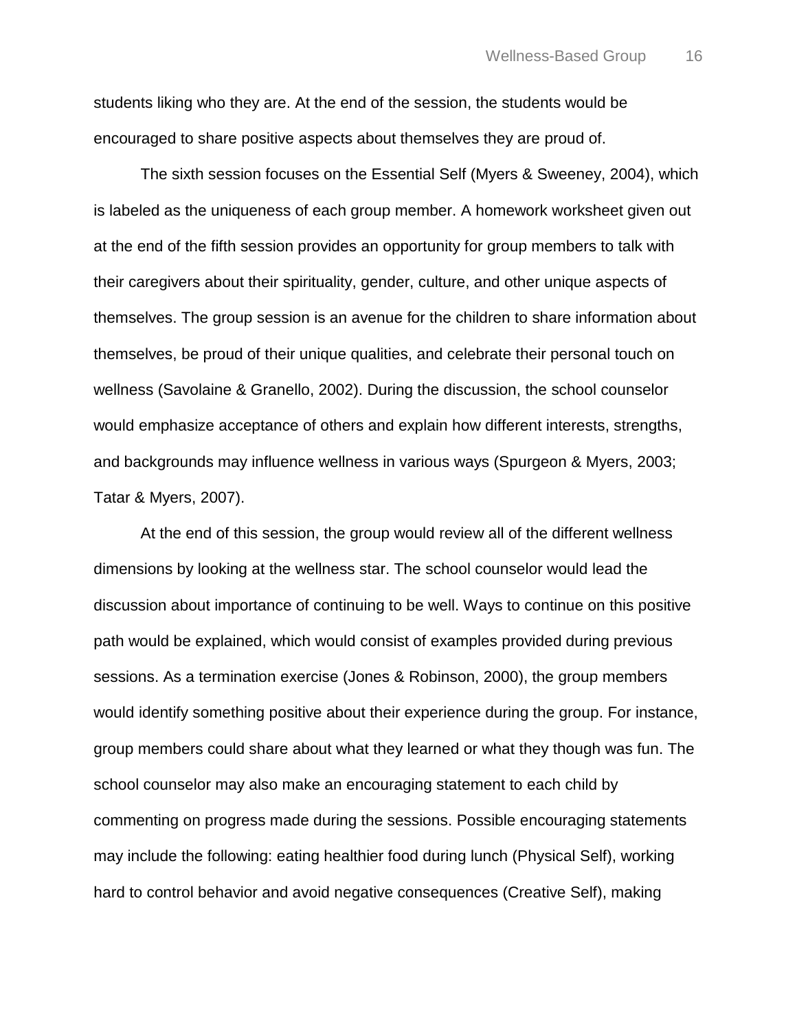students liking who they are. At the end of the session, the students would be encouraged to share positive aspects about themselves they are proud of.

The sixth session focuses on the Essential Self (Myers & Sweeney, 2004), which is labeled as the uniqueness of each group member. A homework worksheet given out at the end of the fifth session provides an opportunity for group members to talk with their caregivers about their spirituality, gender, culture, and other unique aspects of themselves. The group session is an avenue for the children to share information about themselves, be proud of their unique qualities, and celebrate their personal touch on wellness (Savolaine & Granello, 2002). During the discussion, the school counselor would emphasize acceptance of others and explain how different interests, strengths, and backgrounds may influence wellness in various ways (Spurgeon & Myers, 2003; Tatar & Myers, 2007).

At the end of this session, the group would review all of the different wellness dimensions by looking at the wellness star. The school counselor would lead the discussion about importance of continuing to be well. Ways to continue on this positive path would be explained, which would consist of examples provided during previous sessions. As a termination exercise (Jones & Robinson, 2000), the group members would identify something positive about their experience during the group. For instance, group members could share about what they learned or what they though was fun. The school counselor may also make an encouraging statement to each child by commenting on progress made during the sessions. Possible encouraging statements may include the following: eating healthier food during lunch (Physical Self), working hard to control behavior and avoid negative consequences (Creative Self), making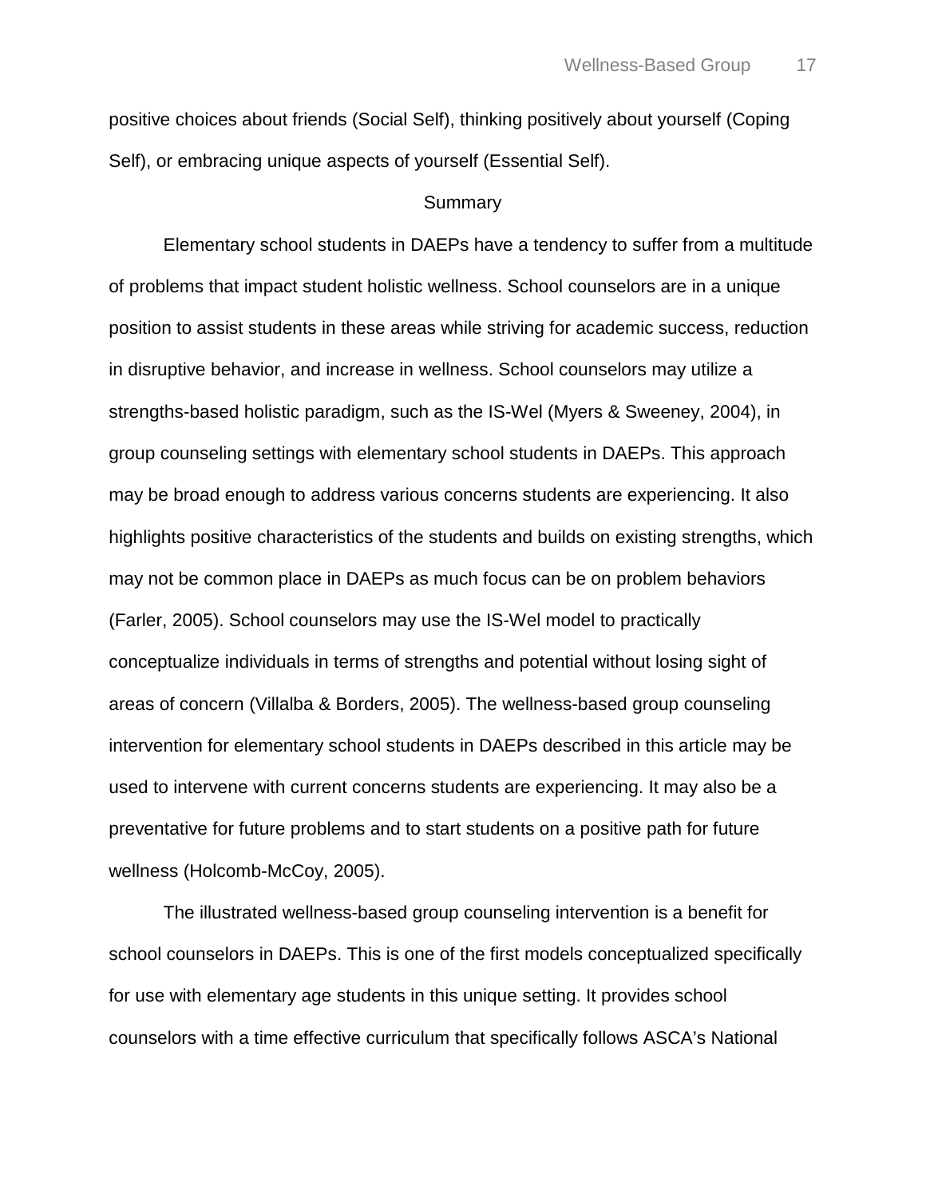positive choices about friends (Social Self), thinking positively about yourself (Coping Self), or embracing unique aspects of yourself (Essential Self).

## Summary

Elementary school students in DAEPs have a tendency to suffer from a multitude of problems that impact student holistic wellness. School counselors are in a unique position to assist students in these areas while striving for academic success, reduction in disruptive behavior, and increase in wellness. School counselors may utilize a strengths-based holistic paradigm, such as the IS-Wel (Myers & Sweeney, 2004), in group counseling settings with elementary school students in DAEPs. This approach may be broad enough to address various concerns students are experiencing. It also highlights positive characteristics of the students and builds on existing strengths, which may not be common place in DAEPs as much focus can be on problem behaviors (Farler, 2005). School counselors may use the IS-Wel model to practically conceptualize individuals in terms of strengths and potential without losing sight of areas of concern (Villalba & Borders, 2005). The wellness-based group counseling intervention for elementary school students in DAEPs described in this article may be used to intervene with current concerns students are experiencing. It may also be a preventative for future problems and to start students on a positive path for future wellness (Holcomb-McCoy, 2005).

The illustrated wellness-based group counseling intervention is a benefit for school counselors in DAEPs. This is one of the first models conceptualized specifically for use with elementary age students in this unique setting. It provides school counselors with a time effective curriculum that specifically follows ASCA's National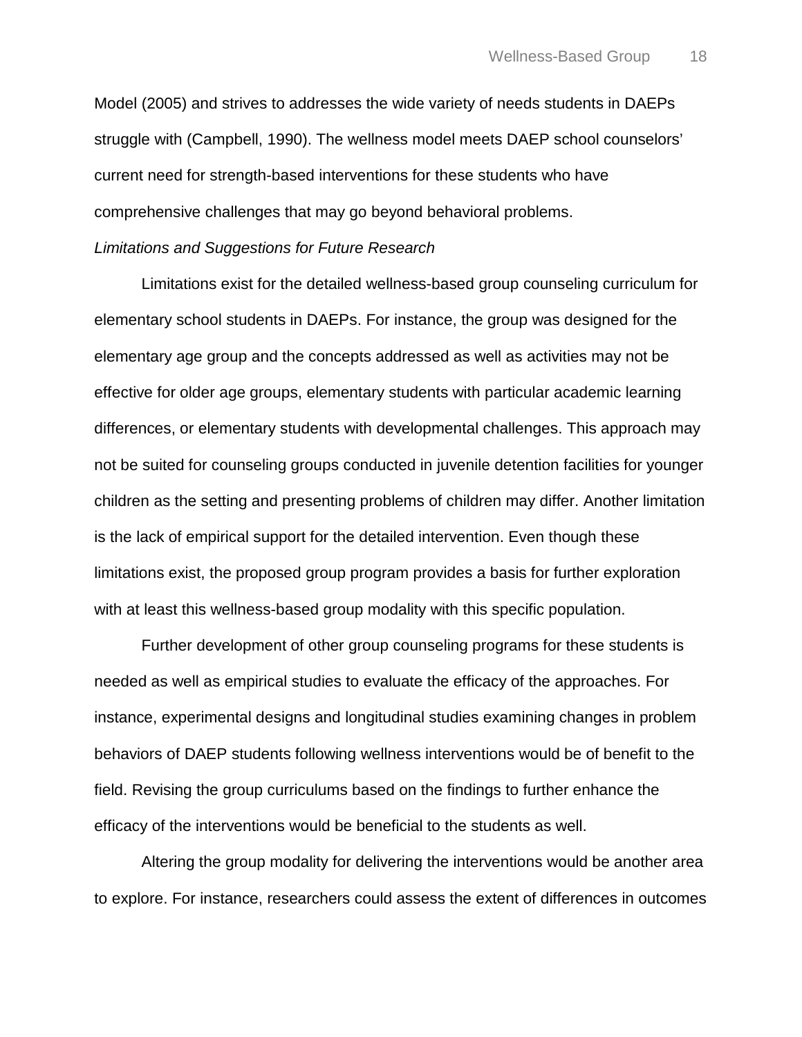Model (2005) and strives to addresses the wide variety of needs students in DAEPs struggle with (Campbell, 1990). The wellness model meets DAEP school counselors' current need for strength-based interventions for these students who have comprehensive challenges that may go beyond behavioral problems.

*Limitations and Suggestions for Future Research*

Limitations exist for the detailed wellness-based group counseling curriculum for elementary school students in DAEPs. For instance, the group was designed for the elementary age group and the concepts addressed as well as activities may not be effective for older age groups, elementary students with particular academic learning differences, or elementary students with developmental challenges. This approach may not be suited for counseling groups conducted in juvenile detention facilities for younger children as the setting and presenting problems of children may differ. Another limitation is the lack of empirical support for the detailed intervention. Even though these limitations exist, the proposed group program provides a basis for further exploration with at least this wellness-based group modality with this specific population.

Further development of other group counseling programs for these students is needed as well as empirical studies to evaluate the efficacy of the approaches. For instance, experimental designs and longitudinal studies examining changes in problem behaviors of DAEP students following wellness interventions would be of benefit to the field. Revising the group curriculums based on the findings to further enhance the efficacy of the interventions would be beneficial to the students as well.

Altering the group modality for delivering the interventions would be another area to explore. For instance, researchers could assess the extent of differences in outcomes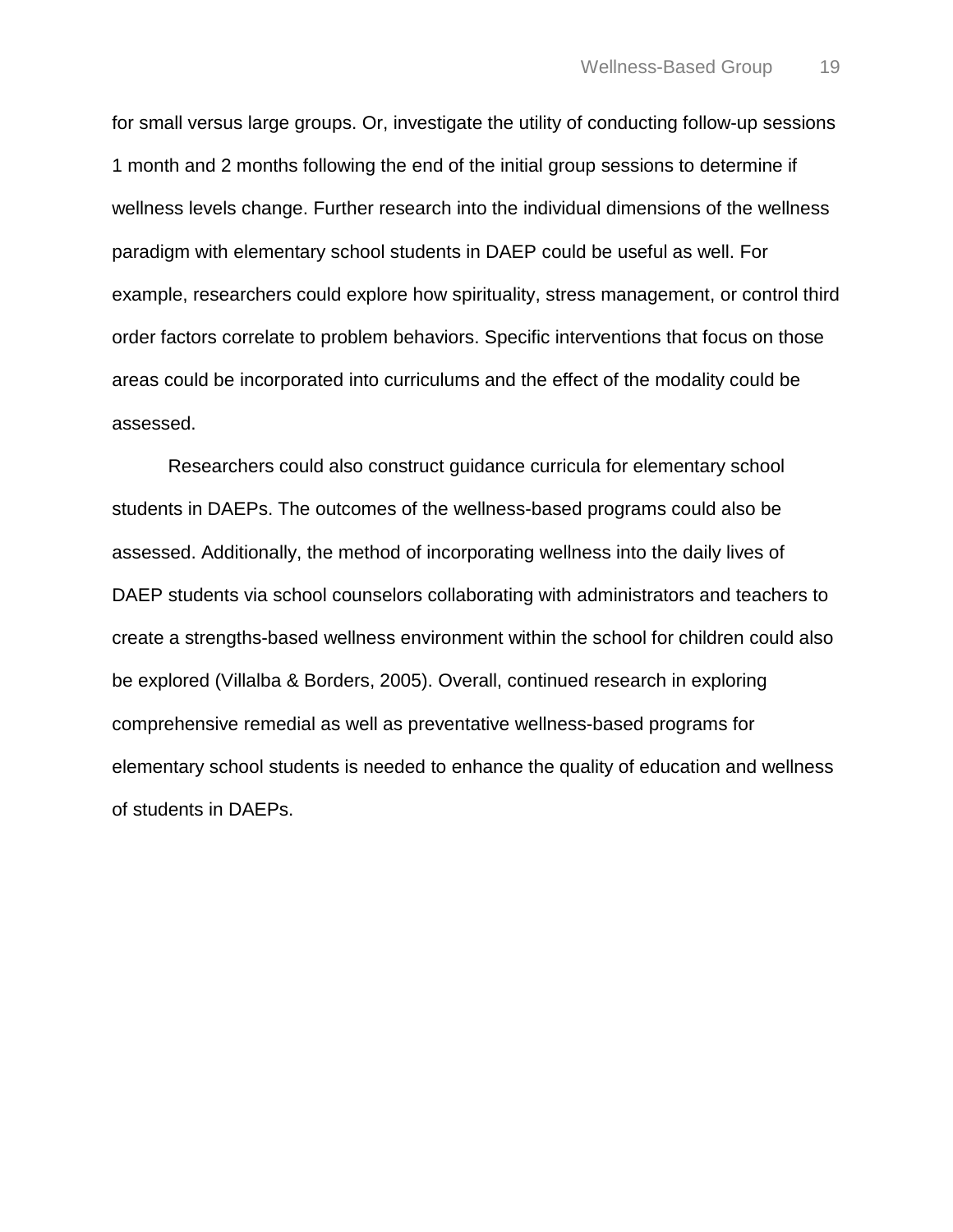for small versus large groups. Or, investigate the utility of conducting follow-up sessions 1 month and 2 months following the end of the initial group sessions to determine if wellness levels change. Further research into the individual dimensions of the wellness paradigm with elementary school students in DAEP could be useful as well. For example, researchers could explore how spirituality, stress management, or control third order factors correlate to problem behaviors. Specific interventions that focus on those areas could be incorporated into curriculums and the effect of the modality could be assessed.

Researchers could also construct guidance curricula for elementary school students in DAEPs. The outcomes of the wellness-based programs could also be assessed. Additionally, the method of incorporating wellness into the daily lives of DAEP students via school counselors collaborating with administrators and teachers to create a strengths-based wellness environment within the school for children could also be explored (Villalba & Borders, 2005). Overall, continued research in exploring comprehensive remedial as well as preventative wellness-based programs for elementary school students is needed to enhance the quality of education and wellness of students in DAEPs.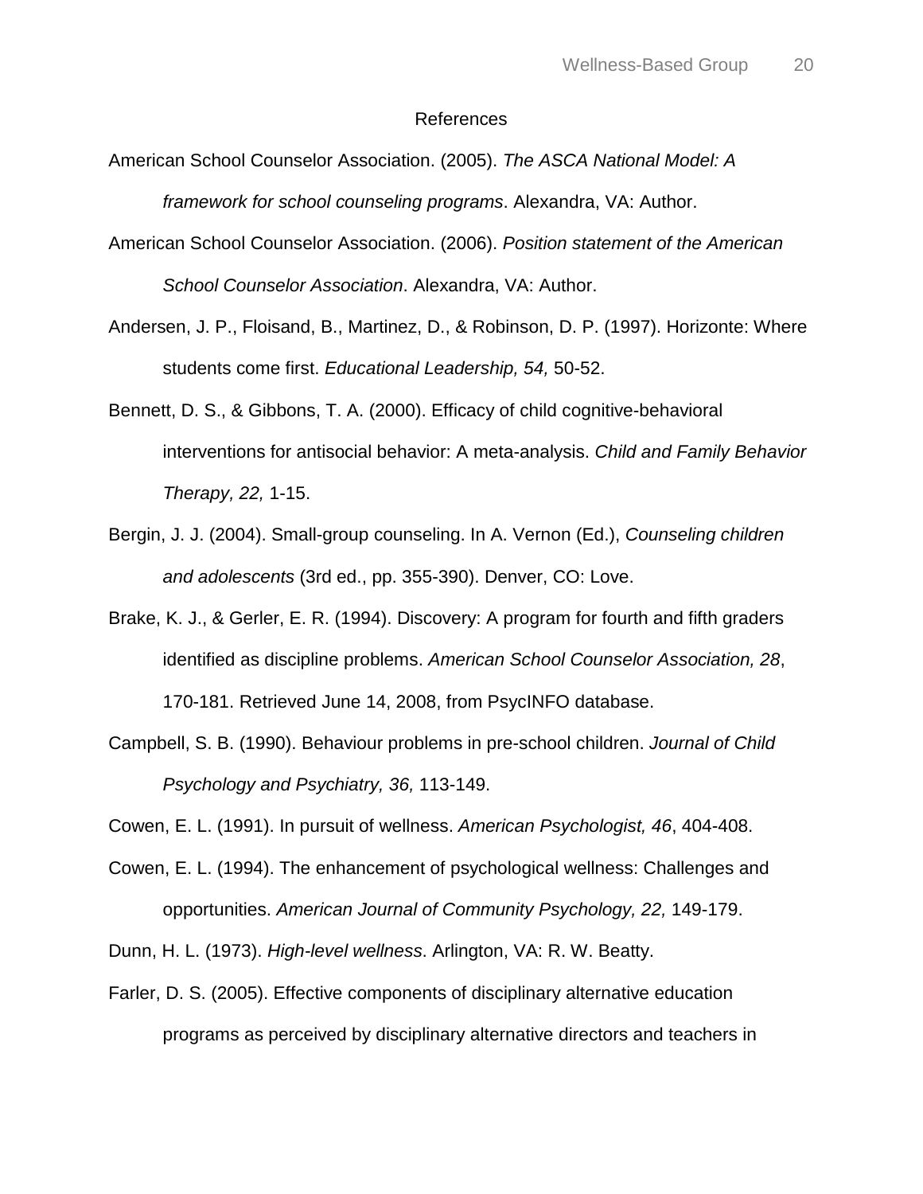# References

American School Counselor Association. (2005). *The ASCA National Model: A framework for school counseling programs*. Alexandra, VA: Author.

American School Counselor Association. (2006). *Position statement of the American School Counselor Association*. Alexandra, VA: Author.

Andersen, J. P., Floisand, B., Martinez, D., & Robinson, D. P. (1997). Horizonte: Where students come first. *Educational Leadership, 54,* 50-52.

Bennett, D. S., & Gibbons, T. A. (2000). Efficacy of child cognitive-behavioral interventions for antisocial behavior: A meta-analysis. *Child and Family Behavior Therapy, 22,* 1-15.

Bergin, J. J. (2004). Small-group counseling. In A. Vernon (Ed.), *Counseling children and adolescents* (3rd ed., pp. 355-390). Denver, CO: Love.

Brake, K. J., & Gerler, E. R. (1994). Discovery: A program for fourth and fifth graders identified as discipline problems. *American School Counselor Association, 28*, 170-181. Retrieved June 14, 2008, from PsycINFO database.

Campbell, S. B. (1990). Behaviour problems in pre-school children. *Journal of Child Psychology and Psychiatry, 36,* 113-149.

Cowen, E. L. (1991). In pursuit of wellness. *American Psychologist, 46*, 404-408.

Cowen, E. L. (1994). The enhancement of psychological wellness: Challenges and opportunities. *American Journal of Community Psychology, 22,* 149-179.

Dunn, H. L. (1973). *High-level wellness*. Arlington, VA: R. W. Beatty.

Farler, D. S. (2005). Effective components of disciplinary alternative education programs as perceived by disciplinary alternative directors and teachers in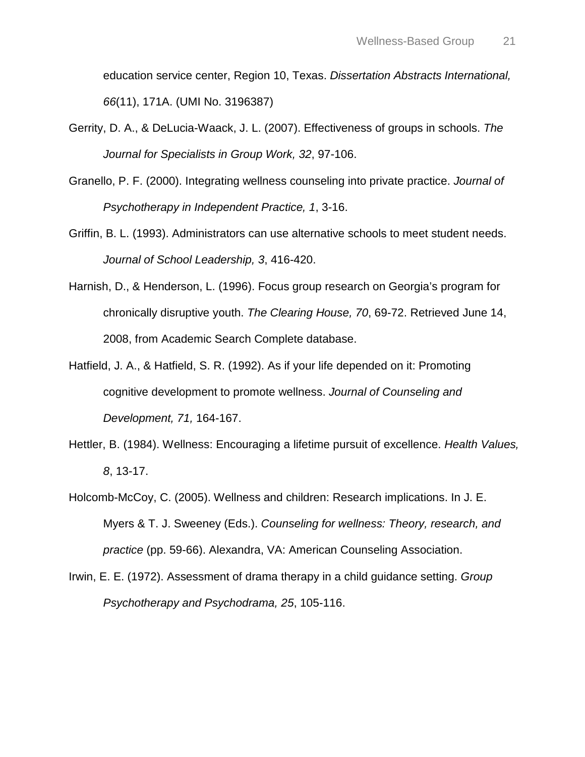education service center, Region 10, Texas. *Dissertation Abstracts International, 66*(11), 171A. (UMI No. 3196387)

Gerrity, D. A., & DeLucia-Waack, J. L. (2007). Effectiveness of groups in schools. *The Journal for Specialists in Group Work, 32*, 97-106.

Granello, P. F. (2000). Integrating wellness counseling into private practice. *Journal of Psychotherapy in Independent Practice, 1*, 3-16.

Griffin, B. L. (1993). Administrators can use alternative schools to meet student needs. *Journal of School Leadership, 3*, 416-420.

Harnish, D., & Henderson, L. (1996). Focus group research on Georgia's program for chronically disruptive youth. *The Clearing House, 70*, 69-72. Retrieved June 14, 2008, from Academic Search Complete database.

Hatfield, J. A., & Hatfield, S. R. (1992). As if your life depended on it: Promoting cognitive development to promote wellness. *Journal of Counseling and Development, 71,* 164-167.

Hettler, B. (1984). Wellness: Encouraging a lifetime pursuit of excellence. *Health Values, 8*, 13-17.

Holcomb-McCoy, C. (2005). Wellness and children: Research implications. In J. E. Myers & T. J. Sweeney (Eds.). *Counseling for wellness: Theory, research, and practice* (pp. 59-66). Alexandra, VA: American Counseling Association.

Irwin, E. E. (1972). Assessment of drama therapy in a child guidance setting. *Group Psychotherapy and Psychodrama, 25*, 105-116.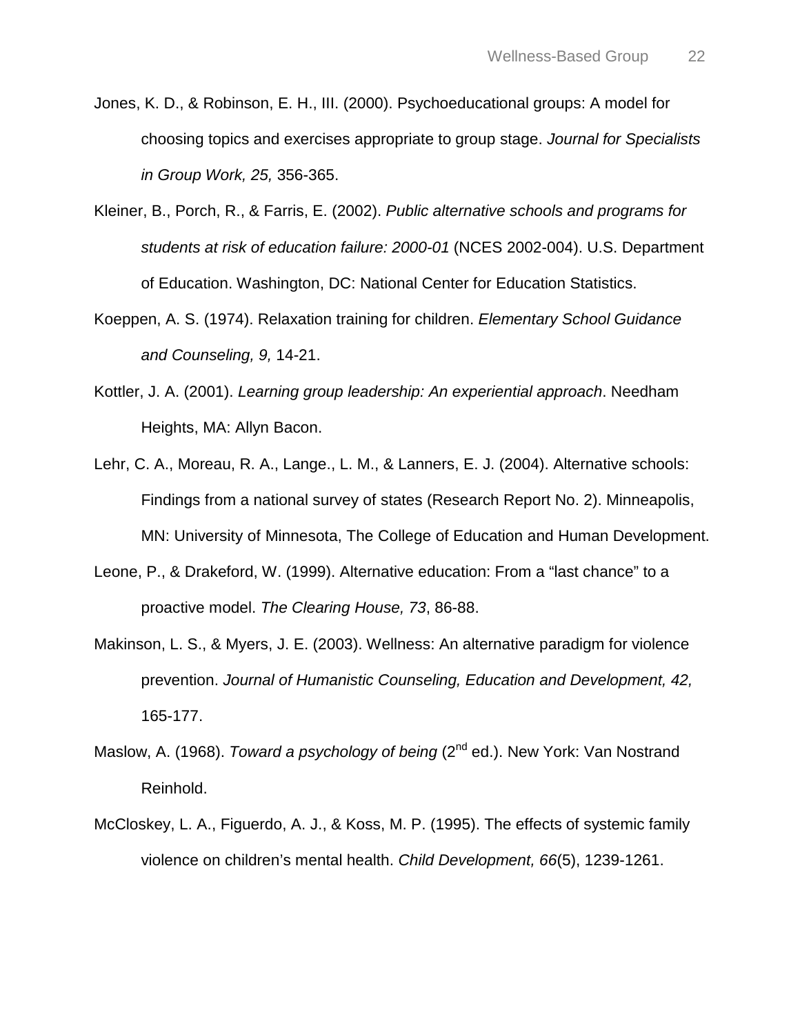Jones, K. D., & Robinson, E. H., III. (2000). Psychoeducational groups: A model for choosing topics and exercises appropriate to group stage. *Journal for Specialists in Group Work, 25,* 356-365.

Kleiner, B., Porch, R., & Farris, E. (2002). *Public alternative schools and programs for students at risk of education failure: 2000-01* (NCES 2002-004). U.S. Department of Education. Washington, DC: National Center for Education Statistics.

Koeppen, A. S. (1974). Relaxation training for children. *Elementary School Guidance and Counseling, 9,* 14-21.

Kottler, J. A. (2001). *Learning group leadership: An experiential approach*. Needham Heights, MA: Allyn Bacon.

Lehr, C. A., Moreau, R. A., Lange., L. M., & Lanners, E. J. (2004). Alternative schools: Findings from a national survey of states (Research Report No. 2). Minneapolis, MN: University of Minnesota, The College of Education and Human Development.

Leone, P., & Drakeford, W. (1999). Alternative education: From a "last chance" to a proactive model. *The Clearing House, 73*, 86-88.

Makinson, L. S., & Myers, J. E. (2003). Wellness: An alternative paradigm for violence prevention. *Journal of Humanistic Counseling, Education and Development, 42,* 165-177.

Maslow, A. (1968). *Toward a psychology of being* (2nd ed.). New York: Van Nostrand Reinhold.

McCloskey, L. A., Figuerdo, A. J., & Koss, M. P. (1995). The effects of systemic family violence on children's mental health. *Child Development, 66*(5), 1239-1261.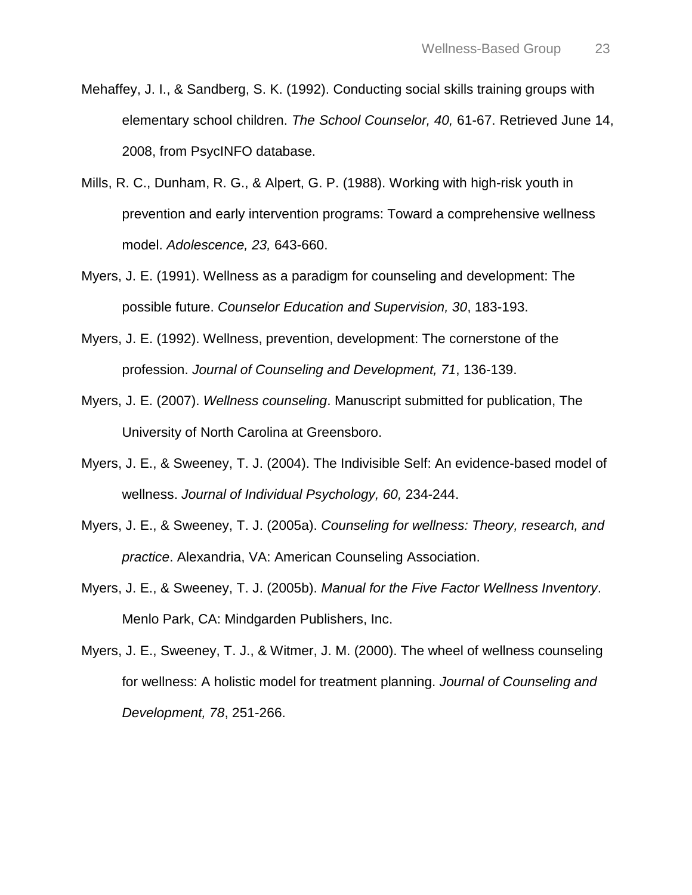Mehaffey, J. I., & Sandberg, S. K. (1992). Conducting social skills training groups with elementary school children. *The School Counselor, 40,* 61-67. Retrieved June 14, 2008, from PsycINFO database.

Mills, R. C., Dunham, R. G., & Alpert, G. P. (1988). Working with high-risk youth in prevention and early intervention programs: Toward a comprehensive wellness model. *Adolescence, 23,* 643-660.

Myers, J. E. (1991). Wellness as a paradigm for counseling and development: The possible future. *Counselor Education and Supervision, 30*, 183-193.

Myers, J. E. (1992). Wellness, prevention, development: The cornerstone of the profession. *Journal of Counseling and Development, 71*, 136-139.

Myers, J. E. (2007). *Wellness counseling*. Manuscript submitted for publication, The University of North Carolina at Greensboro.

Myers, J. E., & Sweeney, T. J. (2004). The Indivisible Self: An evidence-based model of wellness. *Journal of Individual Psychology, 60,* 234-244.

Myers, J. E., & Sweeney, T. J. (2005a). *Counseling for wellness: Theory, research, and practice*. Alexandria, VA: American Counseling Association.

Myers, J. E., & Sweeney, T. J. (2005b). *Manual for the Five Factor Wellness Inventory*. Menlo Park, CA: Mindgarden Publishers, Inc.

Myers, J. E., Sweeney, T. J., & Witmer, J. M. (2000). The wheel of wellness counseling for wellness: A holistic model for treatment planning. *Journal of Counseling and Development, 78*, 251-266.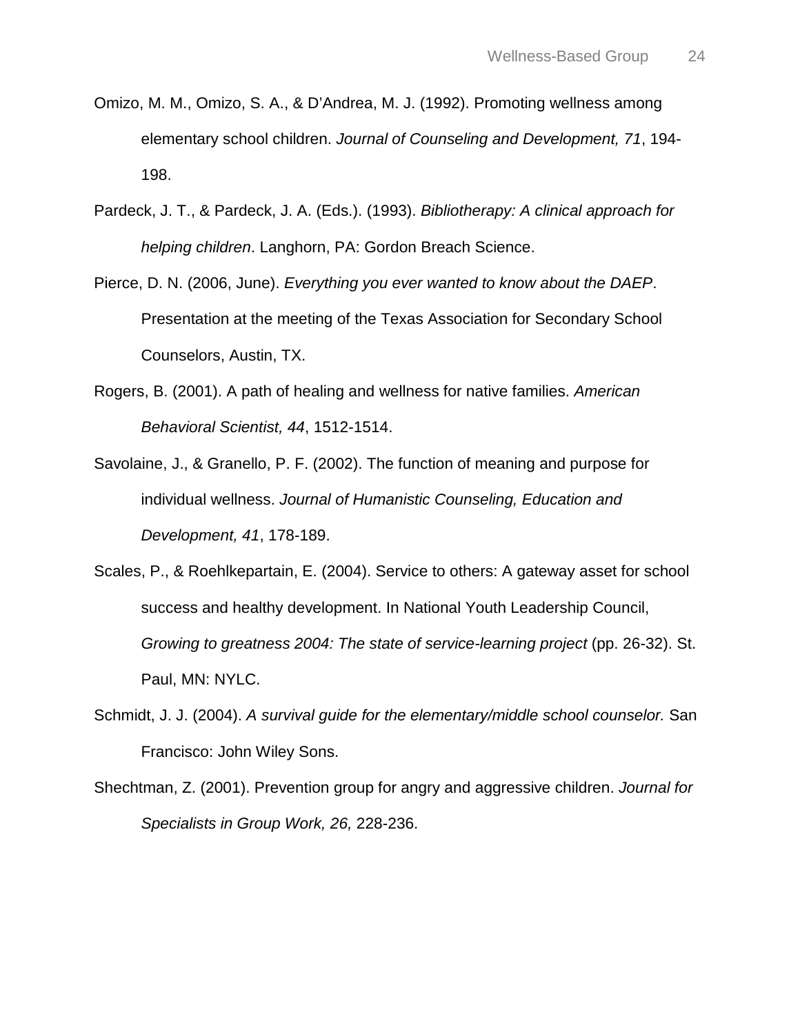Omizo, M. M., Omizo, S. A., & D'Andrea, M. J. (1992). Promoting wellness among elementary school children. *Journal of Counseling and Development, 71*, 194-198.

Pardeck, J. T., & Pardeck, J. A. (Eds.). (1993). *Bibliotherapy: A clinical approach for helping children*. Langhorn, PA: Gordon Breach Science.

Pierce, D. N. (2006, June). *Everything you ever wanted to know about the DAEP*. Presentation at the meeting of the Texas Association for Secondary School Counselors, Austin, TX.

Rogers, B. (2001). A path of healing and wellness for native families. *American Behavioral Scientist, 44*, 1512-1514.

Savolaine, J., & Granello, P. F. (2002). The function of meaning and purpose for individual wellness. *Journal of Humanistic Counseling, Education and Development, 41*, 178-189.

Scales, P., & Roehlkepartain, E. (2004). Service to others: A gateway asset for school success and healthy development. In National Youth Leadership Council, *Growing to greatness 2004: The state of service-learning project* (pp. 26-32). St. Paul, MN: NYLC.

Schmidt, J. J. (2004). *A survival guide for the elementary/middle school counselor.* San Francisco: John Wiley Sons.

Shechtman, Z. (2001). Prevention group for angry and aggressive children. *Journal for Specialists in Group Work, 26,* 228-236.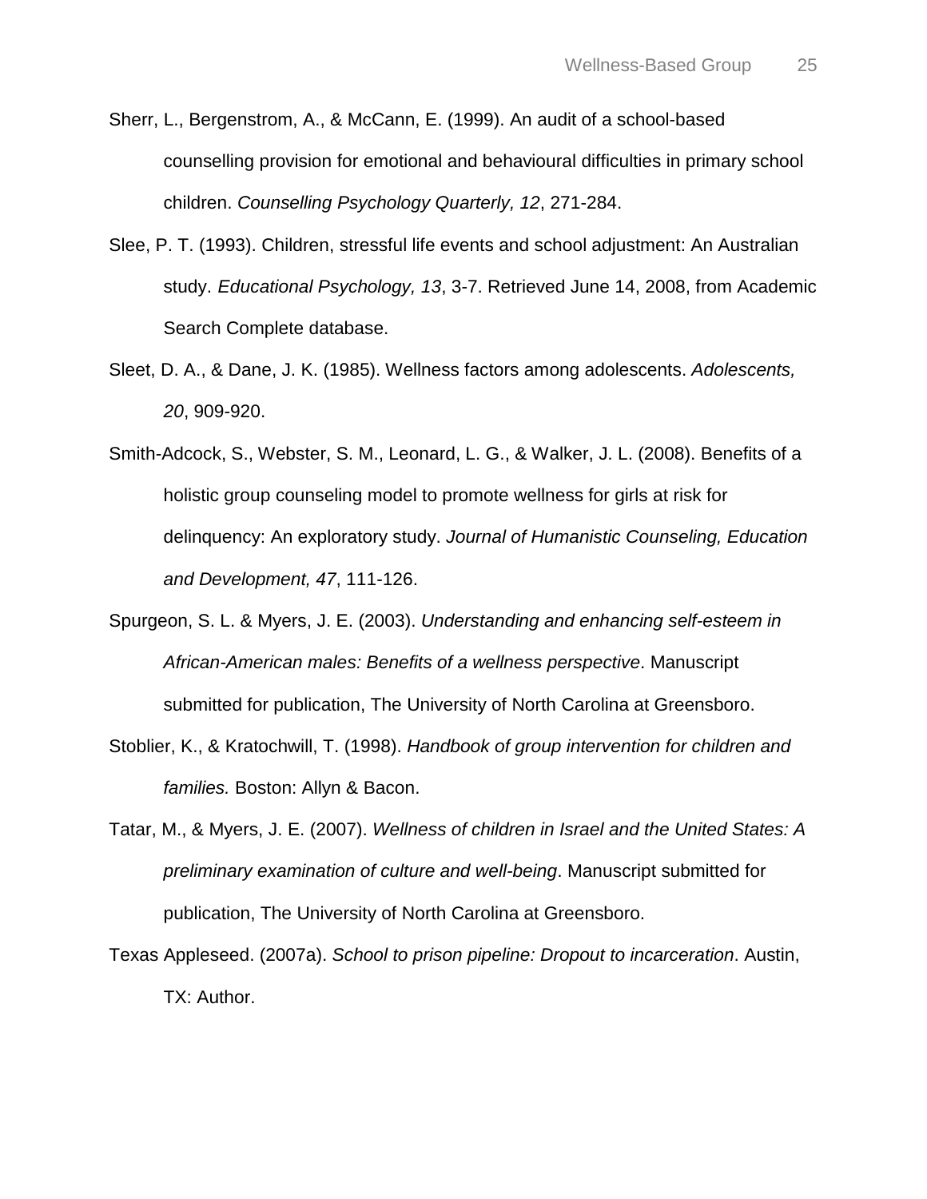Sherr, L., Bergenstrom, A., & McCann, E. (1999). An audit of a school-based counselling provision for emotional and behavioural difficulties in primary school children. *Counselling Psychology Quarterly, 12*, 271-284.

Slee, P. T. (1993). Children, stressful life events and school adjustment: An Australian study. *Educational Psychology, 13*, 3-7. Retrieved June 14, 2008, from Academic Search Complete database.

Sleet, D. A., & Dane, J. K. (1985). Wellness factors among adolescents. *Adolescents, 20*, 909-920.

Smith-Adcock, S., Webster, S. M., Leonard, L. G., & Walker, J. L. (2008). Benefits of a holistic group counseling model to promote wellness for girls at risk for delinquency: An exploratory study. *Journal of Humanistic Counseling, Education and Development, 47*, 111-126.

Spurgeon, S. L. & Myers, J. E. (2003). *Understanding and enhancing self-esteem in African-American males: Benefits of a wellness perspective*. Manuscript submitted for publication, The University of North Carolina at Greensboro.

Stoblier, K., & Kratochwill, T. (1998). *Handbook of group intervention for children and families.* Boston: Allyn & Bacon.

Tatar, M., & Myers, J. E. (2007). *Wellness of children in Israel and the United States: A preliminary examination of culture and well-being*. Manuscript submitted for publication, The University of North Carolina at Greensboro.

Texas Appleseed. (2007a). *School to prison pipeline: Dropout to incarceration*. Austin, TX: Author.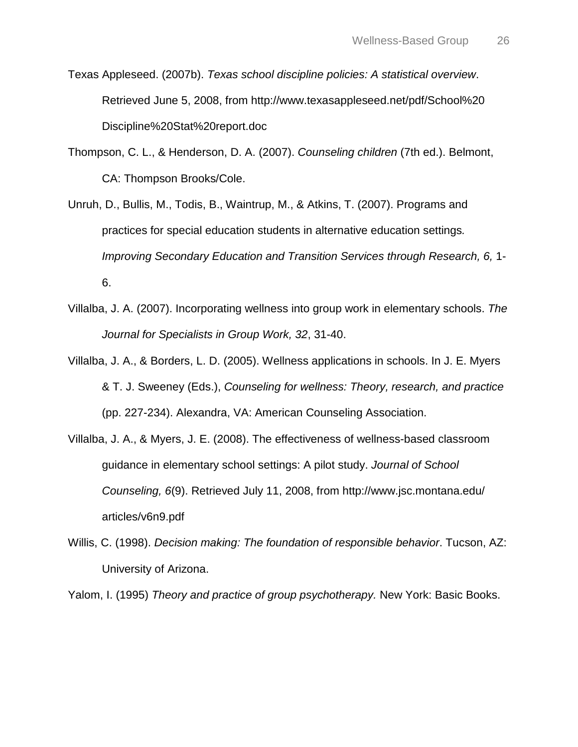Texas Appleseed. (2007b). *Texas school discipline policies: A statistical overview*. Retrieved June 5, 2008, from http://www.texasappleseed.net/pdf/School%20 Discipline%20Stat%20report.doc

Thompson, C. L., & Henderson, D. A. (2007). *Counseling children* (7th ed.). Belmont, CA: Thompson Brooks/Cole.

Unruh, D., Bullis, M., Todis, B., Waintrup, M., & Atkins, T. (2007). Programs and practices for special education students in alternative education settings. *Improving Secondary Education and Transition Services through Research, 6,* 1-6.

Villalba, J. A. (2007). Incorporating wellness into group work in elementary schools. *The Journal for Specialists in Group Work, 32*, 31-40.

Villalba, J. A., & Borders, L. D. (2005). Wellness applications in schools. In J. E. Myers & T. J. Sweeney (Eds.), *Counseling for wellness: Theory, research, and practice* (pp. 227-234). Alexandra, VA: American Counseling Association.

Villalba, J. A., & Myers, J. E. (2008). The effectiveness of wellness-based classroom guidance in elementary school settings: A pilot study. *Journal of School Counseling, 6*(9). Retrieved July 11, 2008, from http://www.jsc.montana.edu/ articles/v6n9.pdf

Willis, C. (1998). *Decision making: The foundation of responsible behavior*. Tucson, AZ: University of Arizona.

Yalom, I. (1995) *Theory and practice of group psychotherapy.* New York: Basic Books.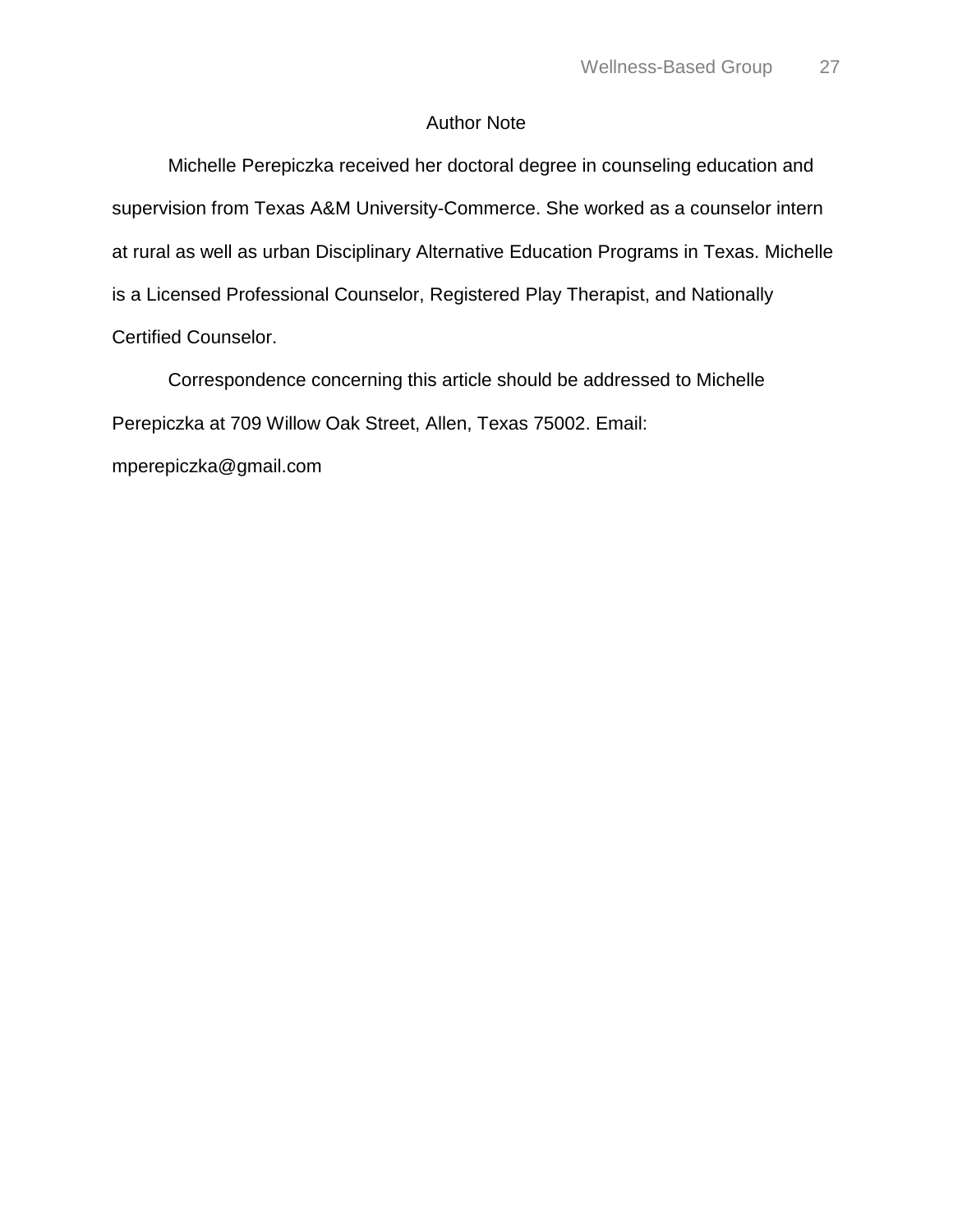## Author Note

Michelle Perepiczka received her doctoral degree in counseling education and supervision from Texas A&M University-Commerce. She worked as a counselor intern at rural as well as urban Disciplinary Alternative Education Programs in Texas. Michelle is a Licensed Professional Counselor, Registered Play Therapist, and Nationally Certified Counselor.

Correspondence concerning this article should be addressed to Michelle Perepiczka at 709 Willow Oak Street, Allen, Texas 75002. Email: mperepiczka@gmail.com